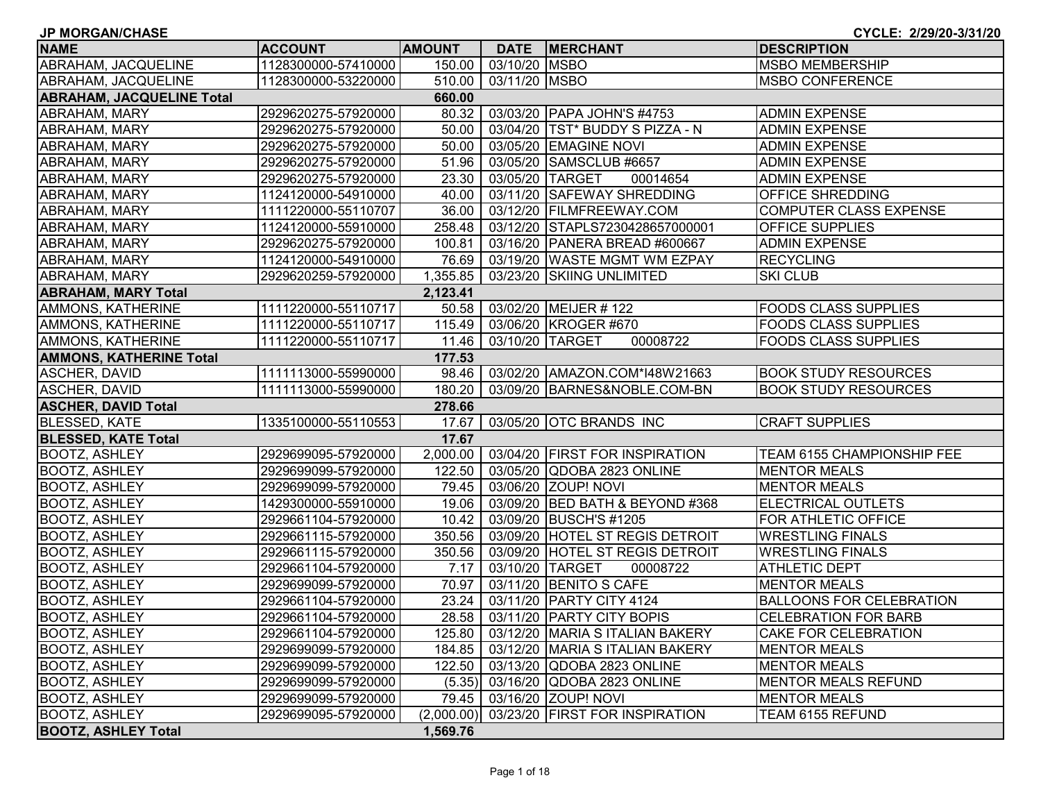JP MORGAN/CHASE

CYCLE: 2/29/20-3/31/20

| NAME | ACCOUNT | AMOUNT | DATE | MERCHANT | DESCRIPTION |
|---|---|---|---|---|---|
| ABRAHAM, JACQUELINE | 1128300000-57410000 | 150.00 | 03/10/20 | MSBO | MSBO MEMBERSHIP |
| ABRAHAM, JACQUELINE | 1128300000-53220000 | 510.00 | 03/11/20 | MSBO | MSBO CONFERENCE |
| **ABRAHAM, JACQUELINE Total** | | **660.00** | | | |
| ABRAHAM, MARY | 2929620275-57920000 | 80.32 | 03/03/20 | PAPA JOHN'S #4753 | ADMIN EXPENSE |
| ABRAHAM, MARY | 2929620275-57920000 | 50.00 | 03/04/20 | TST* BUDDY S PIZZA - N | ADMIN EXPENSE |
| ABRAHAM, MARY | 2929620275-57920000 | 50.00 | 03/05/20 | EMAGINE NOVI | ADMIN EXPENSE |
| ABRAHAM, MARY | 2929620275-57920000 | 51.96 | 03/05/20 | SAMSCLUB #6657 | ADMIN EXPENSE |
| ABRAHAM, MARY | 2929620275-57920000 | 23.30 | 03/05/20 | TARGET 00014654 | ADMIN EXPENSE |
| ABRAHAM, MARY | 1124120000-54910000 | 40.00 | 03/11/20 | SAFEWAY SHREDDING | OFFICE SHREDDING |
| ABRAHAM, MARY | 1111220000-55110707 | 36.00 | 03/12/20 | FILMFREEWAY.COM | COMPUTER CLASS EXPENSE |
| ABRAHAM, MARY | 1124120000-55910000 | 258.48 | 03/12/20 | STAPLS7230428657000001 | OFFICE SUPPLIES |
| ABRAHAM, MARY | 2929620275-57920000 | 100.81 | 03/16/20 | PANERA BREAD #600667 | ADMIN EXPENSE |
| ABRAHAM, MARY | 1124120000-54910000 | 76.69 | 03/19/20 | WASTE MGMT WM EZPAY | RECYCLING |
| ABRAHAM, MARY | 2929620259-57920000 | 1,355.85 | 03/23/20 | SKIING UNLIMITED | SKI CLUB |
| **ABRAHAM, MARY Total** | | **2,123.41** | | | |
| AMMONS, KATHERINE | 1111220000-55110717 | 50.58 | 03/02/20 | MEIJER # 122 | FOODS CLASS SUPPLIES |
| AMMONS, KATHERINE | 1111220000-55110717 | 115.49 | 03/06/20 | KROGER #670 | FOODS CLASS SUPPLIES |
| AMMONS, KATHERINE | 1111220000-55110717 | 11.46 | 03/10/20 | TARGET 00008722 | FOODS CLASS SUPPLIES |
| **AMMONS, KATHERINE Total** | | **177.53** | | | |
| ASCHER, DAVID | 1111113000-55990000 | 98.46 | 03/02/20 | AMAZON.COM*I48W21663 | BOOK STUDY RESOURCES |
| ASCHER, DAVID | 1111113000-55990000 | 180.20 | 03/09/20 | BARNES&NOBLE.COM-BN | BOOK STUDY RESOURCES |
| **ASCHER, DAVID Total** | | **278.66** | | | |
| BLESSED, KATE | 1335100000-55110553 | 17.67 | 03/05/20 | OTC BRANDS INC | CRAFT SUPPLIES |
| **BLESSED, KATE Total** | | **17.67** | | | |
| BOOTZ, ASHLEY | 2929699095-57920000 | 2,000.00 | 03/04/20 | FIRST FOR INSPIRATION | TEAM 6155 CHAMPIONSHIP FEE |
| BOOTZ, ASHLEY | 2929699099-57920000 | 122.50 | 03/05/20 | QDOBA 2823 ONLINE | MENTOR MEALS |
| BOOTZ, ASHLEY | 2929699099-57920000 | 79.45 | 03/06/20 | ZOUP! NOVI | MENTOR MEALS |
| BOOTZ, ASHLEY | 1429300000-55910000 | 19.06 | 03/09/20 | BED BATH & BEYOND #368 | ELECTRICAL OUTLETS |
| BOOTZ, ASHLEY | 2929661104-57920000 | 10.42 | 03/09/20 | BUSCH'S #1205 | FOR ATHLETIC OFFICE |
| BOOTZ, ASHLEY | 2929661115-57920000 | 350.56 | 03/09/20 | HOTEL ST REGIS DETROIT | WRESTLING FINALS |
| BOOTZ, ASHLEY | 2929661115-57920000 | 350.56 | 03/09/20 | HOTEL ST REGIS DETROIT | WRESTLING FINALS |
| BOOTZ, ASHLEY | 2929661104-57920000 | 7.17 | 03/10/20 | TARGET 00008722 | ATHLETIC DEPT |
| BOOTZ, ASHLEY | 2929699099-57920000 | 70.97 | 03/11/20 | BENITO S CAFE | MENTOR MEALS |
| BOOTZ, ASHLEY | 2929661104-57920000 | 23.24 | 03/11/20 | PARTY CITY 4124 | BALLOONS FOR CELEBRATION |
| BOOTZ, ASHLEY | 2929661104-57920000 | 28.58 | 03/11/20 | PARTY CITY BOPIS | CELEBRATION FOR BARB |
| BOOTZ, ASHLEY | 2929661104-57920000 | 125.80 | 03/12/20 | MARIA S ITALIAN BAKERY | CAKE FOR CELEBRATION |
| BOOTZ, ASHLEY | 2929699099-57920000 | 184.85 | 03/12/20 | MARIA S ITALIAN BAKERY | MENTOR MEALS |
| BOOTZ, ASHLEY | 2929699099-57920000 | 122.50 | 03/13/20 | QDOBA 2823 ONLINE | MENTOR MEALS |
| BOOTZ, ASHLEY | 2929699099-57920000 | (5.35) | 03/16/20 | QDOBA 2823 ONLINE | MENTOR MEALS REFUND |
| BOOTZ, ASHLEY | 2929699099-57920000 | 79.45 | 03/16/20 | ZOUP! NOVI | MENTOR MEALS |
| BOOTZ, ASHLEY | 2929699095-57920000 | (2,000.00) | 03/23/20 | FIRST FOR INSPIRATION | TEAM 6155 REFUND |
| **BOOTZ, ASHLEY Total** | | **1,569.76** | | | |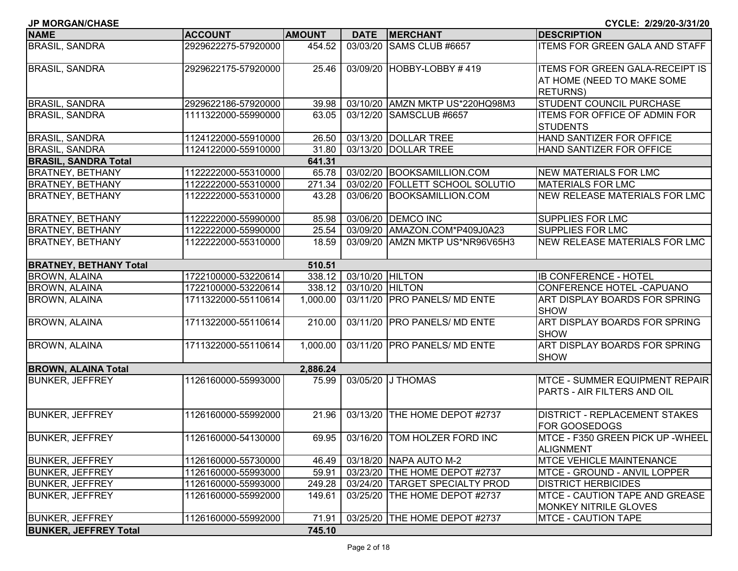JP MORGAN/CHASE CYCLE: 2/29/20-3/31/20

| NAME | ACCOUNT | AMOUNT | DATE | MERCHANT | DESCRIPTION |
|---|---|---|---|---|---|
| BRASIL, SANDRA | 2929622275-57920000 | 454.52 | 03/03/20 | SAMS CLUB #6657 | ITEMS FOR GREEN GALA AND STAFF |
| BRASIL, SANDRA | 2929622175-57920000 | 25.46 | 03/09/20 | HOBBY-LOBBY # 419 | ITEMS FOR GREEN GALA-RECEIPT IS AT HOME (NEED TO MAKE SOME RETURNS) |
| BRASIL, SANDRA | 2929622186-57920000 | 39.98 | 03/10/20 | AMZN MKTP US*220HQ98M3 | STUDENT COUNCIL PURCHASE |
| BRASIL, SANDRA | 1111322000-55990000 | 63.05 | 03/12/20 | SAMSCLUB #6657 | ITEMS FOR OFFICE OF ADMIN FOR STUDENTS |
| BRASIL, SANDRA | 1124122000-55910000 | 26.50 | 03/13/20 | DOLLAR TREE | HAND SANTIZER FOR OFFICE |
| BRASIL, SANDRA | 1124122000-55910000 | 31.80 | 03/13/20 | DOLLAR TREE | HAND SANTIZER FOR OFFICE |
| **BRASIL, SANDRA Total** | | **641.31** | | | |
| BRATNEY, BETHANY | 1122222000-55310000 | 65.78 | 03/02/20 | BOOKSAMILLION.COM | NEW MATERIALS FOR LMC |
| BRATNEY, BETHANY | 1122222000-55310000 | 271.34 | 03/02/20 | FOLLETT SCHOOL SOLUTIO | MATERIALS FOR LMC |
| BRATNEY, BETHANY | 1122222000-55310000 | 43.28 | 03/06/20 | BOOKSAMILLION.COM | NEW RELEASE MATERIALS FOR LMC |
| BRATNEY, BETHANY | 1122222000-55990000 | 85.98 | 03/06/20 | DEMCO INC | SUPPLIES FOR LMC |
| BRATNEY, BETHANY | 1122222000-55990000 | 25.54 | 03/09/20 | AMAZON.COM*P409J0A23 | SUPPLIES FOR LMC |
| BRATNEY, BETHANY | 1122222000-55310000 | 18.59 | 03/09/20 | AMZN MKTP US*NR96V65H3 | NEW RELEASE MATERIALS FOR LMC |
| **BRATNEY, BETHANY Total** | | **510.51** | | | |
| BROWN, ALAINA | 1722100000-53220614 | 338.12 | 03/10/20 | HILTON | IB CONFERENCE - HOTEL |
| BROWN, ALAINA | 1722100000-53220614 | 338.12 | 03/10/20 | HILTON | CONFERENCE HOTEL -CAPUANO |
| BROWN, ALAINA | 1711322000-55110614 | 1,000.00 | 03/11/20 | PRO PANELS/ MD ENTE | ART DISPLAY BOARDS FOR SPRING SHOW |
| BROWN, ALAINA | 1711322000-55110614 | 210.00 | 03/11/20 | PRO PANELS/ MD ENTE | ART DISPLAY BOARDS FOR SPRING SHOW |
| BROWN, ALAINA | 1711322000-55110614 | 1,000.00 | 03/11/20 | PRO PANELS/ MD ENTE | ART DISPLAY BOARDS FOR SPRING SHOW |
| **BROWN, ALAINA Total** | | **2,886.24** | | | |
| BUNKER, JEFFREY | 1126160000-55993000 | 75.99 | 03/05/20 | J THOMAS | MTCE - SUMMER EQUIPMENT REPAIR PARTS - AIR FILTERS AND OIL |
| BUNKER, JEFFREY | 1126160000-55992000 | 21.96 | 03/13/20 | THE HOME DEPOT #2737 | DISTRICT - REPLACEMENT STAKES FOR GOOSEDOGS |
| BUNKER, JEFFREY | 1126160000-54130000 | 69.95 | 03/16/20 | TOM HOLZER FORD INC | MTCE - F350 GREEN PICK UP -WHEEL ALIGNMENT |
| BUNKER, JEFFREY | 1126160000-55730000 | 46.49 | 03/18/20 | NAPA AUTO M-2 | MTCE VEHICLE MAINTENANCE |
| BUNKER, JEFFREY | 1126160000-55993000 | 59.91 | 03/23/20 | THE HOME DEPOT #2737 | MTCE - GROUND - ANVIL LOPPER |
| BUNKER, JEFFREY | 1126160000-55993000 | 249.28 | 03/24/20 | TARGET SPECIALTY PROD | DISTRICT HERBICIDES |
| BUNKER, JEFFREY | 1126160000-55992000 | 149.61 | 03/25/20 | THE HOME DEPOT #2737 | MTCE - CAUTION TAPE AND GREASE MONKEY NITRILE GLOVES |
| BUNKER, JEFFREY | 1126160000-55992000 | 71.91 | 03/25/20 | THE HOME DEPOT #2737 | MTCE - CAUTION TAPE |
| **BUNKER, JEFFREY Total** | | **745.10** | | | |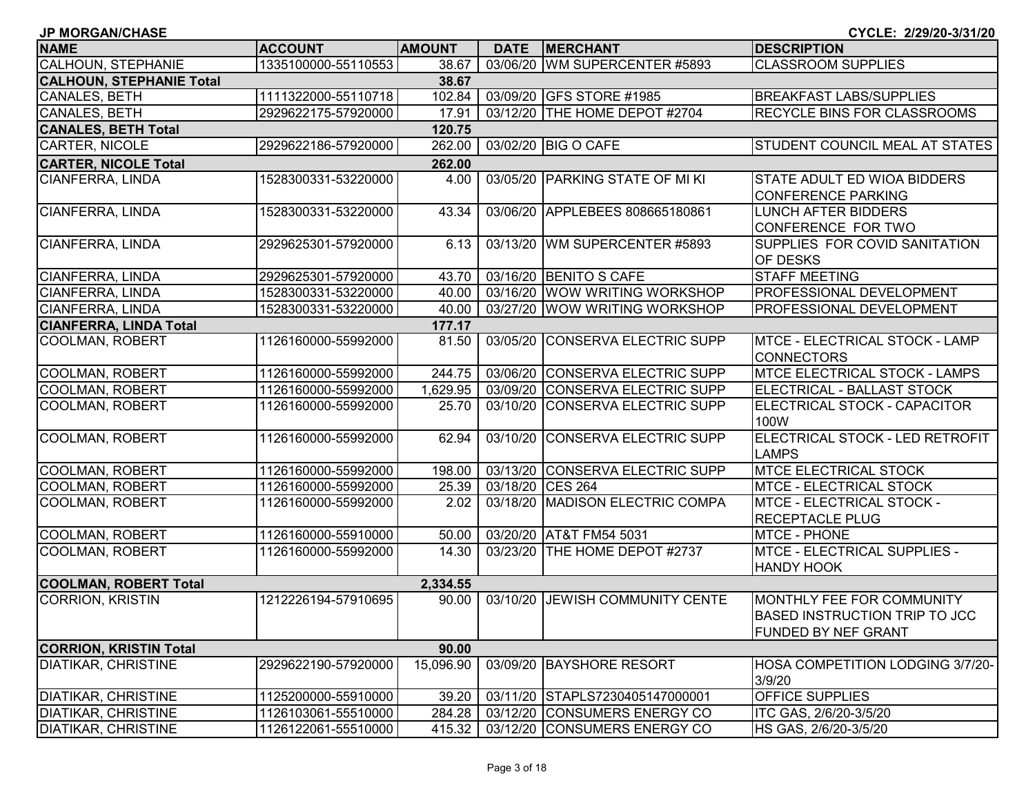**JP MORGAN/CHASE** **CYCLE: 2/29/20-3/31/20**

| NAME | ACCOUNT | AMOUNT | DATE | MERCHANT | DESCRIPTION |
|---|---|---|---|---|---|
| CALHOUN, STEPHANIE | 1335100000-55110553 | 38.67 | 03/06/20 | WM SUPERCENTER #5893 | CLASSROOM SUPPLIES |
| **CALHOUN, STEPHANIE Total** | | **38.67** | | | |
| CANALES, BETH | 1111322000-55110718 | 102.84 | 03/09/20 | GFS STORE #1985 | BREAKFAST LABS/SUPPLIES |
| CANALES, BETH | 2929622175-57920000 | 17.91 | 03/12/20 | THE HOME DEPOT #2704 | RECYCLE BINS FOR CLASSROOMS |
| **CANALES, BETH Total** | | **120.75** | | | |
| CARTER, NICOLE | 2929622186-57920000 | 262.00 | 03/02/20 | BIG O CAFE | STUDENT COUNCIL MEAL AT STATES |
| **CARTER, NICOLE Total** | | **262.00** | | | |
| CIANFERRA, LINDA | 1528300331-53220000 | 4.00 | 03/05/20 | PARKING STATE OF MI KI | STATE ADULT ED WIOA BIDDERS CONFERENCE PARKING |
| CIANFERRA, LINDA | 1528300331-53220000 | 43.34 | 03/06/20 | APPLEBEES 808665180861 | LUNCH AFTER BIDDERS CONFERENCE FOR TWO |
| CIANFERRA, LINDA | 2929625301-57920000 | 6.13 | 03/13/20 | WM SUPERCENTER #5893 | SUPPLIES FOR COVID SANITATION OF DESKS |
| CIANFERRA, LINDA | 2929625301-57920000 | 43.70 | 03/16/20 | BENITO S CAFE | STAFF MEETING |
| CIANFERRA, LINDA | 1528300331-53220000 | 40.00 | 03/16/20 | WOW WRITING WORKSHOP | PROFESSIONAL DEVELOPMENT |
| CIANFERRA, LINDA | 1528300331-53220000 | 40.00 | 03/27/20 | WOW WRITING WORKSHOP | PROFESSIONAL DEVELOPMENT |
| **CIANFERRA, LINDA Total** | | **177.17** | | | |
| COOLMAN, ROBERT | 1126160000-55992000 | 81.50 | 03/05/20 | CONSERVA ELECTRIC SUPP | MTCE - ELECTRICAL STOCK - LAMP CONNECTORS |
| COOLMAN, ROBERT | 1126160000-55992000 | 244.75 | 03/06/20 | CONSERVA ELECTRIC SUPP | MTCE ELECTRICAL STOCK - LAMPS |
| COOLMAN, ROBERT | 1126160000-55992000 | 1,629.95 | 03/09/20 | CONSERVA ELECTRIC SUPP | ELECTRICAL - BALLAST STOCK |
| COOLMAN, ROBERT | 1126160000-55992000 | 25.70 | 03/10/20 | CONSERVA ELECTRIC SUPP | ELECTRICAL STOCK - CAPACITOR 100W |
| COOLMAN, ROBERT | 1126160000-55992000 | 62.94 | 03/10/20 | CONSERVA ELECTRIC SUPP | ELECTRICAL STOCK - LED RETROFIT LAMPS |
| COOLMAN, ROBERT | 1126160000-55992000 | 198.00 | 03/13/20 | CONSERVA ELECTRIC SUPP | MTCE ELECTRICAL STOCK |
| COOLMAN, ROBERT | 1126160000-55992000 | 25.39 | 03/18/20 | CES 264 | MTCE - ELECTRICAL STOCK |
| COOLMAN, ROBERT | 1126160000-55992000 | 2.02 | 03/18/20 | MADISON ELECTRIC COMPA | MTCE - ELECTRICAL STOCK - RECEPTACLE PLUG |
| COOLMAN, ROBERT | 1126160000-55910000 | 50.00 | 03/20/20 | AT&T FM54 5031 | MTCE - PHONE |
| COOLMAN, ROBERT | 1126160000-55992000 | 14.30 | 03/23/20 | THE HOME DEPOT #2737 | MTCE - ELECTRICAL SUPPLIES - HANDY HOOK |
| **COOLMAN, ROBERT Total** | | **2,334.55** | | | |
| CORRION, KRISTIN | 1212226194-57910695 | 90.00 | 03/10/20 | JEWISH COMMUNITY CENTE | MONTHLY FEE FOR COMMUNITY BASED INSTRUCTION TRIP TO JCC FUNDED BY NEF GRANT |
| **CORRION, KRISTIN Total** | | **90.00** | | | |
| DIATIKAR, CHRISTINE | 2929622190-57920000 | 15,096.90 | 03/09/20 | BAYSHORE RESORT | HOSA COMPETITION LODGING 3/7/20-3/9/20 |
| DIATIKAR, CHRISTINE | 1125200000-55910000 | 39.20 | 03/11/20 | STAPLS7230405147000001 | OFFICE SUPPLIES |
| DIATIKAR, CHRISTINE | 1126103061-55510000 | 284.28 | 03/12/20 | CONSUMERS ENERGY CO | ITC GAS, 2/6/20-3/5/20 |
| DIATIKAR, CHRISTINE | 1126122061-55510000 | 415.32 | 03/12/20 | CONSUMERS ENERGY CO | HS GAS, 2/6/20-3/5/20 |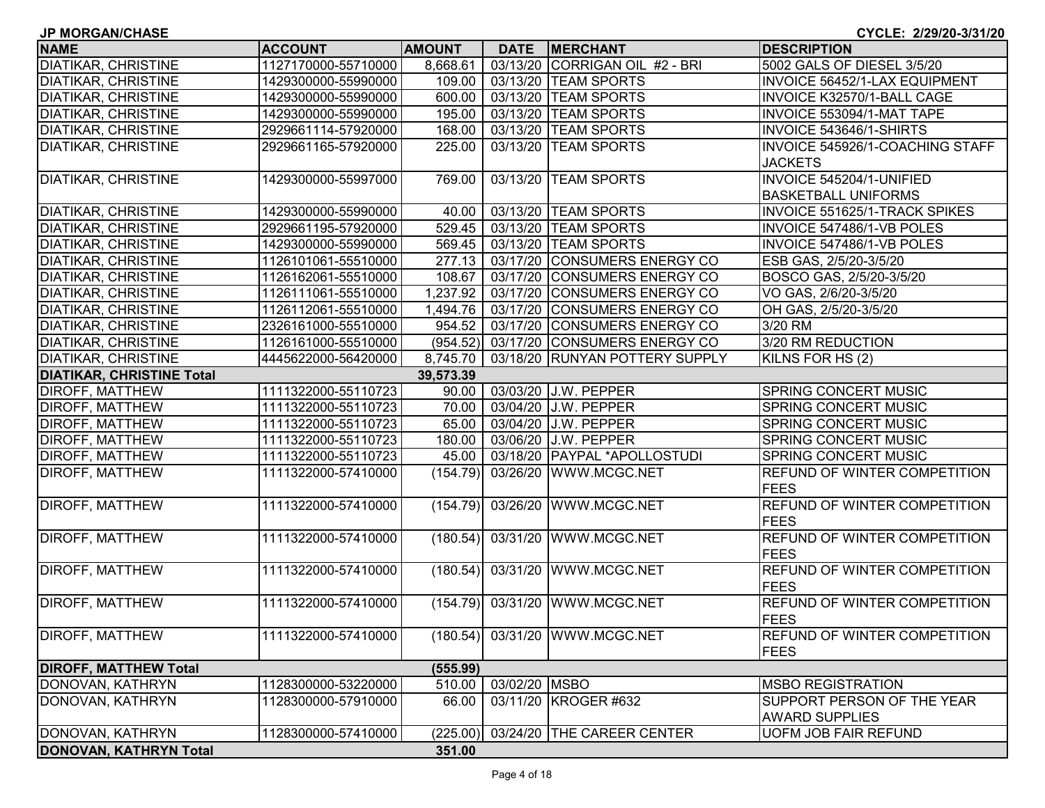**JP MORGAN/CHASE** CYCLE: 2/29/20-3/31/20

| NAME | ACCOUNT | AMOUNT | DATE | MERCHANT | DESCRIPTION |
|---|---|---|---|---|---|
| DIATIKAR, CHRISTINE | 1127170000-55710000 | 8,668.61 | 03/13/20 | CORRIGAN OIL #2 - BRI | 5002 GALS OF DIESEL 3/5/20 |
| DIATIKAR, CHRISTINE | 1429300000-55990000 | 109.00 | 03/13/20 | TEAM SPORTS | INVOICE 56452/1-LAX EQUIPMENT |
| DIATIKAR, CHRISTINE | 1429300000-55990000 | 600.00 | 03/13/20 | TEAM SPORTS | INVOICE K32570/1-BALL CAGE |
| DIATIKAR, CHRISTINE | 1429300000-55990000 | 195.00 | 03/13/20 | TEAM SPORTS | INVOICE 553094/1-MAT TAPE |
| DIATIKAR, CHRISTINE | 2929661114-57920000 | 168.00 | 03/13/20 | TEAM SPORTS | INVOICE 543646/1-SHIRTS |
| DIATIKAR, CHRISTINE | 2929661165-57920000 | 225.00 | 03/13/20 | TEAM SPORTS | INVOICE 545926/1-COACHING STAFF JACKETS |
| DIATIKAR, CHRISTINE | 1429300000-55997000 | 769.00 | 03/13/20 | TEAM SPORTS | INVOICE 545204/1-UNIFIED BASKETBALL UNIFORMS |
| DIATIKAR, CHRISTINE | 1429300000-55990000 | 40.00 | 03/13/20 | TEAM SPORTS | INVOICE 551625/1-TRACK SPIKES |
| DIATIKAR, CHRISTINE | 2929661195-57920000 | 529.45 | 03/13/20 | TEAM SPORTS | INVOICE 547486/1-VB POLES |
| DIATIKAR, CHRISTINE | 1429300000-55990000 | 569.45 | 03/13/20 | TEAM SPORTS | INVOICE 547486/1-VB POLES |
| DIATIKAR, CHRISTINE | 1126101061-55510000 | 277.13 | 03/17/20 | CONSUMERS ENERGY CO | ESB GAS, 2/5/20-3/5/20 |
| DIATIKAR, CHRISTINE | 1126162061-55510000 | 108.67 | 03/17/20 | CONSUMERS ENERGY CO | BOSCO GAS, 2/5/20-3/5/20 |
| DIATIKAR, CHRISTINE | 1126111061-55510000 | 1,237.92 | 03/17/20 | CONSUMERS ENERGY CO | VO GAS, 2/6/20-3/5/20 |
| DIATIKAR, CHRISTINE | 1126112061-55510000 | 1,494.76 | 03/17/20 | CONSUMERS ENERGY CO | OH GAS, 2/5/20-3/5/20 |
| DIATIKAR, CHRISTINE | 2326161000-55510000 | 954.52 | 03/17/20 | CONSUMERS ENERGY CO | 3/20 RM |
| DIATIKAR, CHRISTINE | 1126161000-55510000 | (954.52) | 03/17/20 | CONSUMERS ENERGY CO | 3/20 RM REDUCTION |
| DIATIKAR, CHRISTINE | 4445622000-56420000 | 8,745.70 | 03/18/20 | RUNYAN POTTERY SUPPLY | KILNS FOR HS (2) |
| **DIATIKAR, CHRISTINE Total** | | **39,573.39** | | | |
| DIROFF, MATTHEW | 1111322000-55110723 | 90.00 | 03/03/20 | J.W. PEPPER | SPRING CONCERT MUSIC |
| DIROFF, MATTHEW | 1111322000-55110723 | 70.00 | 03/04/20 | J.W. PEPPER | SPRING CONCERT MUSIC |
| DIROFF, MATTHEW | 1111322000-55110723 | 65.00 | 03/04/20 | J.W. PEPPER | SPRING CONCERT MUSIC |
| DIROFF, MATTHEW | 1111322000-55110723 | 180.00 | 03/06/20 | J.W. PEPPER | SPRING CONCERT MUSIC |
| DIROFF, MATTHEW | 1111322000-55110723 | 45.00 | 03/18/20 | PAYPAL *APOLLOSTUDI | SPRING CONCERT MUSIC |
| DIROFF, MATTHEW | 1111322000-57410000 | (154.79) | 03/26/20 | WWW.MCGC.NET | REFUND OF WINTER COMPETITION FEES |
| DIROFF, MATTHEW | 1111322000-57410000 | (154.79) | 03/26/20 | WWW.MCGC.NET | REFUND OF WINTER COMPETITION FEES |
| DIROFF, MATTHEW | 1111322000-57410000 | (180.54) | 03/31/20 | WWW.MCGC.NET | REFUND OF WINTER COMPETITION FEES |
| DIROFF, MATTHEW | 1111322000-57410000 | (180.54) | 03/31/20 | WWW.MCGC.NET | REFUND OF WINTER COMPETITION FEES |
| DIROFF, MATTHEW | 1111322000-57410000 | (154.79) | 03/31/20 | WWW.MCGC.NET | REFUND OF WINTER COMPETITION FEES |
| DIROFF, MATTHEW | 1111322000-57410000 | (180.54) | 03/31/20 | WWW.MCGC.NET | REFUND OF WINTER COMPETITION FEES |
| **DIROFF, MATTHEW Total** | | **(555.99)** | | | |
| DONOVAN, KATHRYN | 1128300000-53220000 | 510.00 | 03/02/20 | MSBO | MSBO REGISTRATION |
| DONOVAN, KATHRYN | 1128300000-57910000 | 66.00 | 03/11/20 | KROGER #632 | SUPPORT PERSON OF THE YEAR AWARD SUPPLIES |
| DONOVAN, KATHRYN | 1128300000-57410000 | (225.00) | 03/24/20 | THE CAREER CENTER | UOFM JOB FAIR REFUND |
| **DONOVAN, KATHRYN Total** | | **351.00** | | | |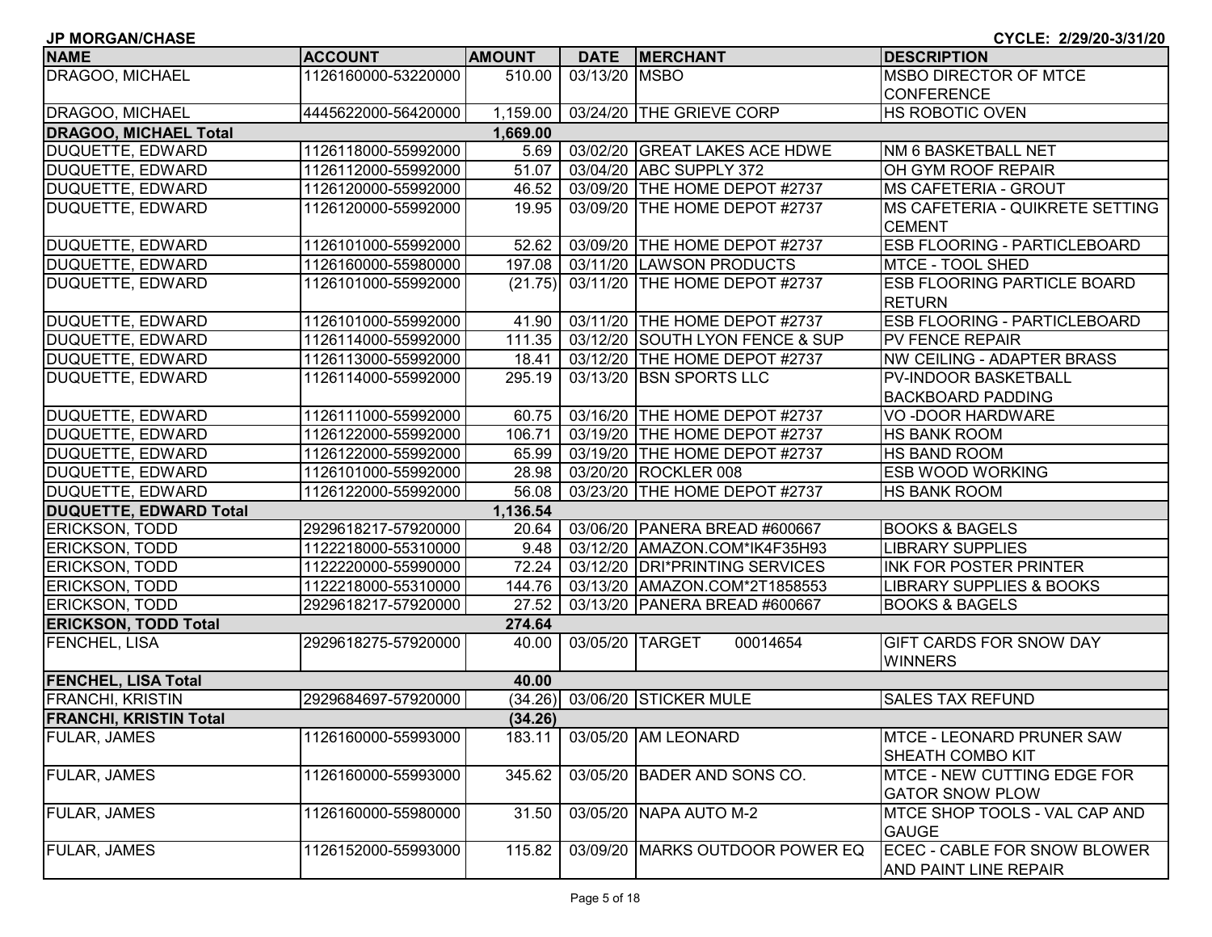**JP MORGAN/CHASE** — **CYCLE: 2/29/20-3/31/20**

| NAME | ACCOUNT | AMOUNT | DATE | MERCHANT | DESCRIPTION |
|---|---|---|---|---|---|
| DRAGOO, MICHAEL | 1126160000-53220000 | 510.00 | 03/13/20 | MSBO | MSBO DIRECTOR OF MTCE CONFERENCE |
| DRAGOO, MICHAEL | 4445622000-56420000 | 1,159.00 | 03/24/20 | THE GRIEVE CORP | HS ROBOTIC OVEN |
| **DRAGOO, MICHAEL Total** | | **1,669.00** | | | |
| DUQUETTE, EDWARD | 1126118000-55992000 | 5.69 | 03/02/20 | GREAT LAKES ACE HDWE | NM 6 BASKETBALL NET |
| DUQUETTE, EDWARD | 1126112000-55992000 | 51.07 | 03/04/20 | ABC SUPPLY 372 | OH GYM ROOF REPAIR |
| DUQUETTE, EDWARD | 1126120000-55992000 | 46.52 | 03/09/20 | THE HOME DEPOT #2737 | MS CAFETERIA - GROUT |
| DUQUETTE, EDWARD | 1126120000-55992000 | 19.95 | 03/09/20 | THE HOME DEPOT #2737 | MS CAFETERIA - QUIKRETE SETTING CEMENT |
| DUQUETTE, EDWARD | 1126101000-55992000 | 52.62 | 03/09/20 | THE HOME DEPOT #2737 | ESB FLOORING - PARTICLEBOARD |
| DUQUETTE, EDWARD | 1126160000-55980000 | 197.08 | 03/11/20 | LAWSON PRODUCTS | MTCE - TOOL SHED |
| DUQUETTE, EDWARD | 1126101000-55992000 | (21.75) | 03/11/20 | THE HOME DEPOT #2737 | ESB FLOORING PARTICLE BOARD RETURN |
| DUQUETTE, EDWARD | 1126101000-55992000 | 41.90 | 03/11/20 | THE HOME DEPOT #2737 | ESB FLOORING - PARTICLEBOARD |
| DUQUETTE, EDWARD | 1126114000-55992000 | 111.35 | 03/12/20 | SOUTH LYON FENCE & SUP | PV FENCE REPAIR |
| DUQUETTE, EDWARD | 1126113000-55992000 | 18.41 | 03/12/20 | THE HOME DEPOT #2737 | NW CEILING - ADAPTER BRASS |
| DUQUETTE, EDWARD | 1126114000-55992000 | 295.19 | 03/13/20 | BSN SPORTS LLC | PV-INDOOR BASKETBALL BACKBOARD PADDING |
| DUQUETTE, EDWARD | 1126111000-55992000 | 60.75 | 03/16/20 | THE HOME DEPOT #2737 | VO -DOOR HARDWARE |
| DUQUETTE, EDWARD | 1126122000-55992000 | 106.71 | 03/19/20 | THE HOME DEPOT #2737 | HS BANK ROOM |
| DUQUETTE, EDWARD | 1126122000-55992000 | 65.99 | 03/19/20 | THE HOME DEPOT #2737 | HS BAND ROOM |
| DUQUETTE, EDWARD | 1126101000-55992000 | 28.98 | 03/20/20 | ROCKLER 008 | ESB WOOD WORKING |
| DUQUETTE, EDWARD | 1126122000-55992000 | 56.08 | 03/23/20 | THE HOME DEPOT #2737 | HS BANK ROOM |
| **DUQUETTE, EDWARD Total** | | **1,136.54** | | | |
| ERICKSON, TODD | 2929618217-57920000 | 20.64 | 03/06/20 | PANERA BREAD #600667 | BOOKS & BAGELS |
| ERICKSON, TODD | 1122218000-55310000 | 9.48 | 03/12/20 | AMAZON.COM*IK4F35H93 | LIBRARY SUPPLIES |
| ERICKSON, TODD | 1122220000-55990000 | 72.24 | 03/12/20 | DRI*PRINTING SERVICES | INK FOR POSTER PRINTER |
| ERICKSON, TODD | 1122218000-55310000 | 144.76 | 03/13/20 | AMAZON.COM*2T1858553 | LIBRARY SUPPLIES & BOOKS |
| ERICKSON, TODD | 2929618217-57920000 | 27.52 | 03/13/20 | PANERA BREAD #600667 | BOOKS & BAGELS |
| **ERICKSON, TODD Total** | | **274.64** | | | |
| FENCHEL, LISA | 2929618275-57920000 | 40.00 | 03/05/20 | TARGET 00014654 | GIFT CARDS FOR SNOW DAY WINNERS |
| **FENCHEL, LISA Total** | | **40.00** | | | |
| FRANCHI, KRISTIN | 2929684697-57920000 | (34.26) | 03/06/20 | STICKER MULE | SALES TAX REFUND |
| **FRANCHI, KRISTIN Total** | | **(34.26)** | | | |
| FULAR, JAMES | 1126160000-55993000 | 183.11 | 03/05/20 | AM LEONARD | MTCE - LEONARD PRUNER SAW SHEATH COMBO KIT |
| FULAR, JAMES | 1126160000-55993000 | 345.62 | 03/05/20 | BADER AND SONS CO. | MTCE - NEW CUTTING EDGE FOR GATOR SNOW PLOW |
| FULAR, JAMES | 1126160000-55980000 | 31.50 | 03/05/20 | NAPA AUTO M-2 | MTCE SHOP TOOLS - VAL CAP AND GAUGE |
| FULAR, JAMES | 1126152000-55993000 | 115.82 | 03/09/20 | MARKS OUTDOOR POWER EQ | ECEC - CABLE FOR SNOW BLOWER AND PAINT LINE REPAIR |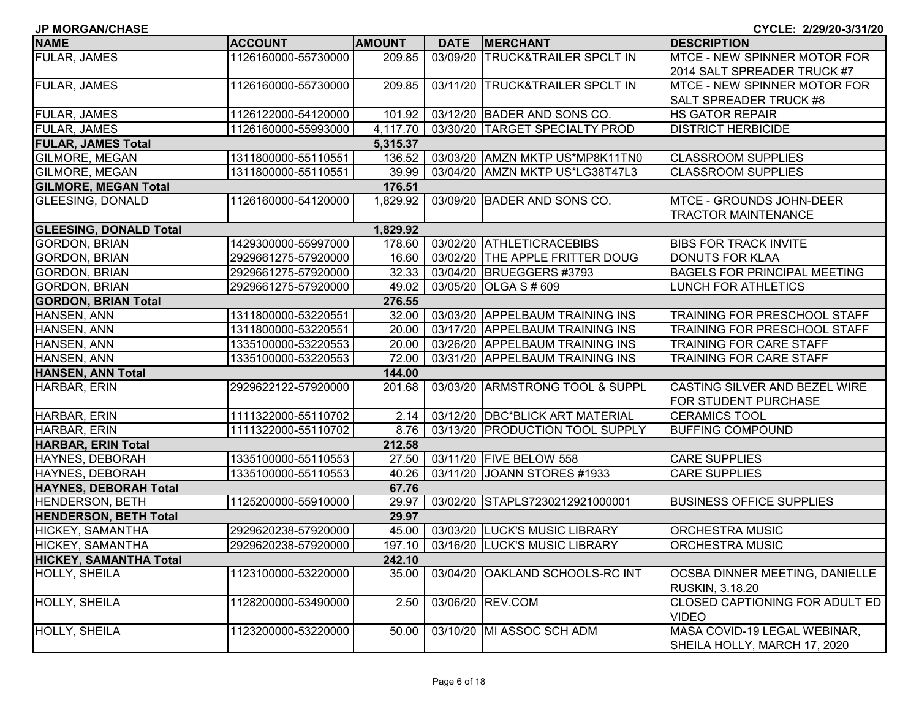**JP MORGAN/CHASE** | **CYCLE: 2/29/20-3/31/20**

| NAME | ACCOUNT | AMOUNT | DATE | MERCHANT | DESCRIPTION |
|---|---|---|---|---|---|
| FULAR, JAMES | 1126160000-55730000 | 209.85 | 03/09/20 | TRUCK&TRAILER SPCLT IN | MTCE - NEW SPINNER MOTOR FOR 2014 SALT SPREADER TRUCK #7 |
| FULAR, JAMES | 1126160000-55730000 | 209.85 | 03/11/20 | TRUCK&TRAILER SPCLT IN | MTCE - NEW SPINNER MOTOR FOR SALT SPREADER TRUCK #8 |
| FULAR, JAMES | 1126122000-54120000 | 101.92 | 03/12/20 | BADER AND SONS CO. | HS GATOR REPAIR |
| FULAR, JAMES | 1126160000-55993000 | 4,117.70 | 03/30/20 | TARGET SPECIALTY PROD | DISTRICT HERBICIDE |
| **FULAR, JAMES Total** | | **5,315.37** | | | |
| GILMORE, MEGAN | 1311800000-55110551 | 136.52 | 03/03/20 | AMZN MKTP US*MP8K11TN0 | CLASSROOM SUPPLIES |
| GILMORE, MEGAN | 1311800000-55110551 | 39.99 | 03/04/20 | AMZN MKTP US*LG38T47L3 | CLASSROOM SUPPLIES |
| **GILMORE, MEGAN Total** | | **176.51** | | | |
| GLEESING, DONALD | 1126160000-54120000 | 1,829.92 | 03/09/20 | BADER AND SONS CO. | MTCE - GROUNDS JOHN-DEER TRACTOR MAINTENANCE |
| **GLEESING, DONALD Total** | | **1,829.92** | | | |
| GORDON, BRIAN | 1429300000-55997000 | 178.60 | 03/02/20 | ATHLETICRACEBIBS | BIBS FOR TRACK INVITE |
| GORDON, BRIAN | 2929661275-57920000 | 16.60 | 03/02/20 | THE APPLE FRITTER DOUG | DONUTS FOR KLAA |
| GORDON, BRIAN | 2929661275-57920000 | 32.33 | 03/04/20 | BRUEGGERS #3793 | BAGELS FOR PRINCIPAL MEETING |
| GORDON, BRIAN | 2929661275-57920000 | 49.02 | 03/05/20 | OLGA S # 609 | LUNCH FOR ATHLETICS |
| **GORDON, BRIAN Total** | | **276.55** | | | |
| HANSEN, ANN | 1311800000-53220551 | 32.00 | 03/03/20 | APPELBAUM TRAINING INS | TRAINING FOR PRESCHOOL STAFF |
| HANSEN, ANN | 1311800000-53220551 | 20.00 | 03/17/20 | APPELBAUM TRAINING INS | TRAINING FOR PRESCHOOL STAFF |
| HANSEN, ANN | 1335100000-53220553 | 20.00 | 03/26/20 | APPELBAUM TRAINING INS | TRAINING FOR CARE STAFF |
| HANSEN, ANN | 1335100000-53220553 | 72.00 | 03/31/20 | APPELBAUM TRAINING INS | TRAINING FOR CARE STAFF |
| **HANSEN, ANN Total** | | **144.00** | | | |
| HARBAR, ERIN | 2929622122-57920000 | 201.68 | 03/03/20 | ARMSTRONG TOOL & SUPPL | CASTING SILVER AND BEZEL WIRE FOR STUDENT PURCHASE |
| HARBAR, ERIN | 1111322000-55110702 | 2.14 | 03/12/20 | DBC*BLICK ART MATERIAL | CERAMICS TOOL |
| HARBAR, ERIN | 1111322000-55110702 | 8.76 | 03/13/20 | PRODUCTION TOOL SUPPLY | BUFFING COMPOUND |
| **HARBAR, ERIN Total** | | **212.58** | | | |
| HAYNES, DEBORAH | 1335100000-55110553 | 27.50 | 03/11/20 | FIVE BELOW 558 | CARE SUPPLIES |
| HAYNES, DEBORAH | 1335100000-55110553 | 40.26 | 03/11/20 | JOANN STORES #1933 | CARE SUPPLIES |
| **HAYNES, DEBORAH Total** | | **67.76** | | | |
| HENDERSON, BETH | 1125200000-55910000 | 29.97 | 03/02/20 | STAPLS7230212921000001 | BUSINESS OFFICE SUPPLIES |
| **HENDERSON, BETH Total** | | **29.97** | | | |
| HICKEY, SAMANTHA | 2929620238-57920000 | 45.00 | 03/03/20 | LUCK'S MUSIC LIBRARY | ORCHESTRA MUSIC |
| HICKEY, SAMANTHA | 2929620238-57920000 | 197.10 | 03/16/20 | LUCK'S MUSIC LIBRARY | ORCHESTRA MUSIC |
| **HICKEY, SAMANTHA Total** | | **242.10** | | | |
| HOLLY, SHEILA | 1123100000-53220000 | 35.00 | 03/04/20 | OAKLAND SCHOOLS-RC INT | OCSBA DINNER MEETING, DANIELLE RUSKIN, 3.18.20 |
| HOLLY, SHEILA | 1128200000-53490000 | 2.50 | 03/06/20 | REV.COM | CLOSED CAPTIONING FOR ADULT ED VIDEO |
| HOLLY, SHEILA | 1123200000-53220000 | 50.00 | 03/10/20 | MI ASSOC SCH ADM | MASA COVID-19 LEGAL WEBINAR, SHEILA HOLLY, MARCH 17, 2020 |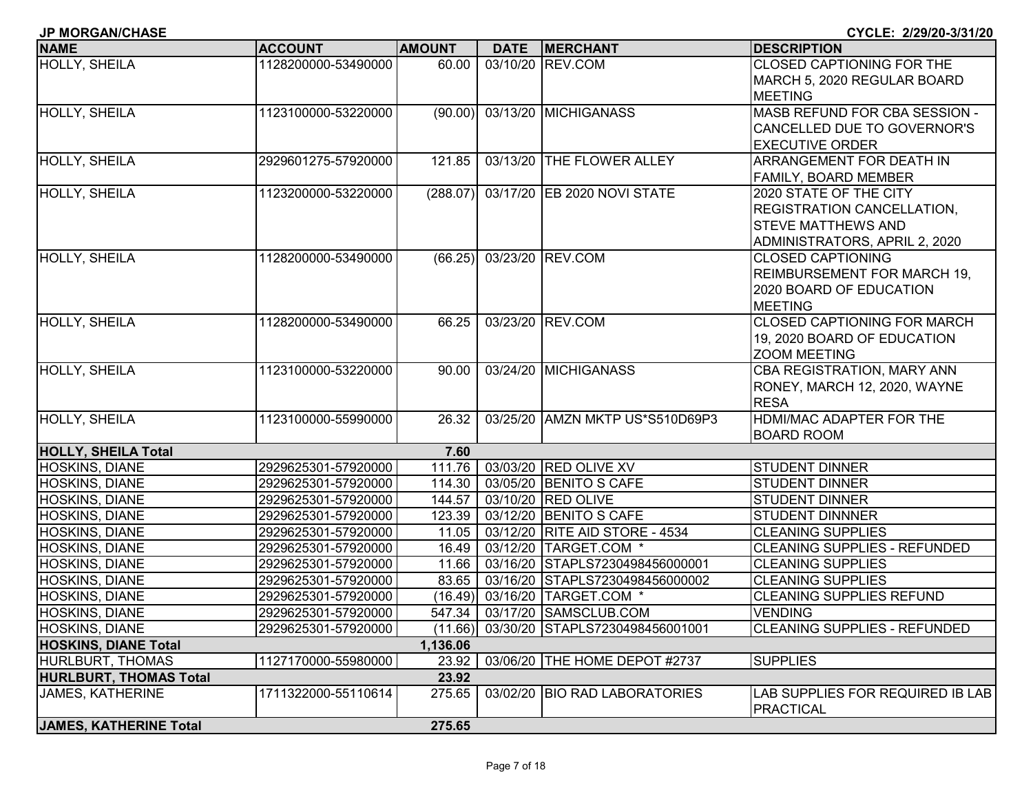**JP MORGAN/CHASE** **CYCLE: 2/29/20-3/31/20**

| NAME | ACCOUNT | AMOUNT | DATE | MERCHANT | DESCRIPTION |
|---|---|---|---|---|---|
| HOLLY, SHEILA | 1128200000-53490000 | 60.00 | 03/10/20 | REV.COM | CLOSED CAPTIONING FOR THE MARCH 5, 2020 REGULAR BOARD MEETING |
| HOLLY, SHEILA | 1123100000-53220000 | (90.00) | 03/13/20 | MICHIGANASS | MASB REFUND FOR CBA SESSION - CANCELLED DUE TO GOVERNOR'S EXECUTIVE ORDER |
| HOLLY, SHEILA | 2929601275-57920000 | 121.85 | 03/13/20 | THE FLOWER ALLEY | ARRANGEMENT FOR DEATH IN FAMILY, BOARD MEMBER |
| HOLLY, SHEILA | 1123200000-53220000 | (288.07) | 03/17/20 | EB 2020 NOVI STATE | 2020 STATE OF THE CITY REGISTRATION CANCELLATION, STEVE MATTHEWS AND ADMINISTRATORS, APRIL 2, 2020 |
| HOLLY, SHEILA | 1128200000-53490000 | (66.25) | 03/23/20 | REV.COM | CLOSED CAPTIONING REIMBURSEMENT FOR MARCH 19, 2020 BOARD OF EDUCATION MEETING |
| HOLLY, SHEILA | 1128200000-53490000 | 66.25 | 03/23/20 | REV.COM | CLOSED CAPTIONING FOR MARCH 19, 2020 BOARD OF EDUCATION ZOOM MEETING |
| HOLLY, SHEILA | 1123100000-53220000 | 90.00 | 03/24/20 | MICHIGANASS | CBA REGISTRATION, MARY ANN RONEY, MARCH 12, 2020, WAYNE RESA |
| HOLLY, SHEILA | 1123100000-55990000 | 26.32 | 03/25/20 | AMZN MKTP US*S510D69P3 | HDMI/MAC ADAPTER FOR THE BOARD ROOM |
| **HOLLY, SHEILA Total** | | **7.60** | | | |
| HOSKINS, DIANE | 2929625301-57920000 | 111.76 | 03/03/20 | RED OLIVE XV | STUDENT DINNER |
| HOSKINS, DIANE | 2929625301-57920000 | 114.30 | 03/05/20 | BENITO S CAFE | STUDENT DINNER |
| HOSKINS, DIANE | 2929625301-57920000 | 144.57 | 03/10/20 | RED OLIVE | STUDENT DINNER |
| HOSKINS, DIANE | 2929625301-57920000 | 123.39 | 03/12/20 | BENITO S CAFE | STUDENT DINNNER |
| HOSKINS, DIANE | 2929625301-57920000 | 11.05 | 03/12/20 | RITE AID STORE - 4534 | CLEANING SUPPLIES |
| HOSKINS, DIANE | 2929625301-57920000 | 16.49 | 03/12/20 | TARGET.COM * | CLEANING SUPPLIES - REFUNDED |
| HOSKINS, DIANE | 2929625301-57920000 | 11.66 | 03/16/20 | STAPLS7230498456000001 | CLEANING SUPPLIES |
| HOSKINS, DIANE | 2929625301-57920000 | 83.65 | 03/16/20 | STAPLS7230498456000002 | CLEANING SUPPLIES |
| HOSKINS, DIANE | 2929625301-57920000 | (16.49) | 03/16/20 | TARGET.COM * | CLEANING SUPPLIES REFUND |
| HOSKINS, DIANE | 2929625301-57920000 | 547.34 | 03/17/20 | SAMSCLUB.COM | VENDING |
| HOSKINS, DIANE | 2929625301-57920000 | (11.66) | 03/30/20 | STAPLS7230498456001001 | CLEANING SUPPLIES - REFUNDED |
| **HOSKINS, DIANE Total** | | **1,136.06** | | | |
| HURLBURT, THOMAS | 1127170000-55980000 | 23.92 | 03/06/20 | THE HOME DEPOT #2737 | SUPPLIES |
| **HURLBURT, THOMAS Total** | | **23.92** | | | |
| JAMES, KATHERINE | 1711322000-55110614 | 275.65 | 03/02/20 | BIO RAD LABORATORIES | LAB SUPPLIES FOR REQUIRED IB LAB PRACTICAL |
| **JAMES, KATHERINE Total** | | **275.65** | | | |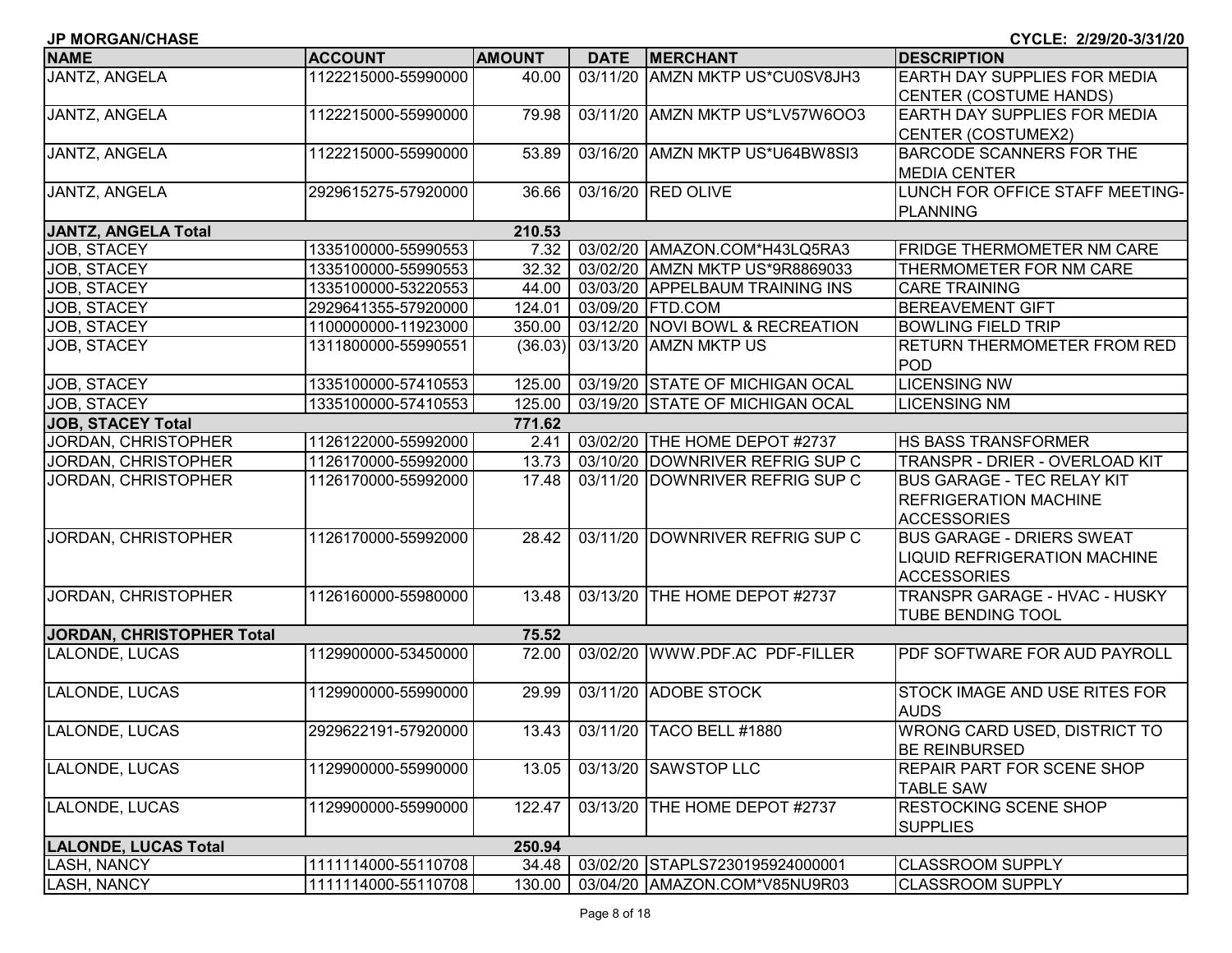JP MORGAN/CHASE CYCLE: 2/29/20-3/31/20

| NAME | ACCOUNT | AMOUNT | DATE | MERCHANT | DESCRIPTION |
|---|---|---|---|---|---|
| JANTZ, ANGELA | 1122215000-55990000 | 40.00 | 03/11/20 | AMZN MKTP US*CU0SV8JH3 | EARTH DAY SUPPLIES FOR MEDIA CENTER (COSTUME HANDS) |
| JANTZ, ANGELA | 1122215000-55990000 | 79.98 | 03/11/20 | AMZN MKTP US*LV57W6OO3 | EARTH DAY SUPPLIES FOR MEDIA CENTER (COSTUMEX2) |
| JANTZ, ANGELA | 1122215000-55990000 | 53.89 | 03/16/20 | AMZN MKTP US*U64BW8SI3 | BARCODE SCANNERS FOR THE MEDIA CENTER |
| JANTZ, ANGELA | 2929615275-57920000 | 36.66 | 03/16/20 | RED OLIVE | LUNCH FOR OFFICE STAFF MEETING-PLANNING |
| **JANTZ, ANGELA Total** | | **210.53** | | | |
| JOB, STACEY | 1335100000-55990553 | 7.32 | 03/02/20 | AMAZON.COM*H43LQ5RA3 | FRIDGE THERMOMETER NM CARE |
| JOB, STACEY | 1335100000-55990553 | 32.32 | 03/02/20 | AMZN MKTP US*9R8869033 | THERMOMETER FOR NM CARE |
| JOB, STACEY | 1335100000-53220553 | 44.00 | 03/03/20 | APPELBAUM TRAINING INS | CARE TRAINING |
| JOB, STACEY | 2929641355-57920000 | 124.01 | 03/09/20 | FTD.COM | BEREAVEMENT GIFT |
| JOB, STACEY | 1100000000-11923000 | 350.00 | 03/12/20 | NOVI BOWL & RECREATION | BOWLING FIELD TRIP |
| JOB, STACEY | 1311800000-55990551 | (36.03) | 03/13/20 | AMZN MKTP US | RETURN THERMOMETER FROM RED POD |
| JOB, STACEY | 1335100000-57410553 | 125.00 | 03/19/20 | STATE OF MICHIGAN OCAL | LICENSING NW |
| JOB, STACEY | 1335100000-57410553 | 125.00 | 03/19/20 | STATE OF MICHIGAN OCAL | LICENSING NM |
| **JOB, STACEY Total** | | **771.62** | | | |
| JORDAN, CHRISTOPHER | 1126122000-55992000 | 2.41 | 03/02/20 | THE HOME DEPOT #2737 | HS BASS TRANSFORMER |
| JORDAN, CHRISTOPHER | 1126170000-55992000 | 13.73 | 03/10/20 | DOWNRIVER REFRIG SUP C | TRANSPR - DRIER - OVERLOAD KIT |
| JORDAN, CHRISTOPHER | 1126170000-55992000 | 17.48 | 03/11/20 | DOWNRIVER REFRIG SUP C | BUS GARAGE - TEC RELAY KIT REFRIGERATION MACHINE ACCESSORIES |
| JORDAN, CHRISTOPHER | 1126170000-55992000 | 28.42 | 03/11/20 | DOWNRIVER REFRIG SUP C | BUS GARAGE - DRIERS SWEAT LIQUID REFRIGERATION MACHINE ACCESSORIES |
| JORDAN, CHRISTOPHER | 1126160000-55980000 | 13.48 | 03/13/20 | THE HOME DEPOT #2737 | TRANSPR GARAGE - HVAC - HUSKY TUBE BENDING TOOL |
| **JORDAN, CHRISTOPHER Total** | | **75.52** | | | |
| LALONDE, LUCAS | 1129900000-53450000 | 72.00 | 03/02/20 | WWW.PDF.AC PDF-FILLER | PDF SOFTWARE FOR AUD PAYROLL |
| LALONDE, LUCAS | 1129900000-55990000 | 29.99 | 03/11/20 | ADOBE STOCK | STOCK IMAGE AND USE RITES FOR AUDS |
| LALONDE, LUCAS | 2929622191-57920000 | 13.43 | 03/11/20 | TACO BELL #1880 | WRONG CARD USED, DISTRICT TO BE REINBURSED |
| LALONDE, LUCAS | 1129900000-55990000 | 13.05 | 03/13/20 | SAWSTOP LLC | REPAIR PART FOR SCENE SHOP TABLE SAW |
| LALONDE, LUCAS | 1129900000-55990000 | 122.47 | 03/13/20 | THE HOME DEPOT #2737 | RESTOCKING SCENE SHOP SUPPLIES |
| **LALONDE, LUCAS Total** | | **250.94** | | | |
| LASH, NANCY | 1111114000-55110708 | 34.48 | 03/02/20 | STAPLS7230195924000001 | CLASSROOM SUPPLY |
| LASH, NANCY | 1111114000-55110708 | 130.00 | 03/04/20 | AMAZON.COM*V85NU9R03 | CLASSROOM SUPPLY |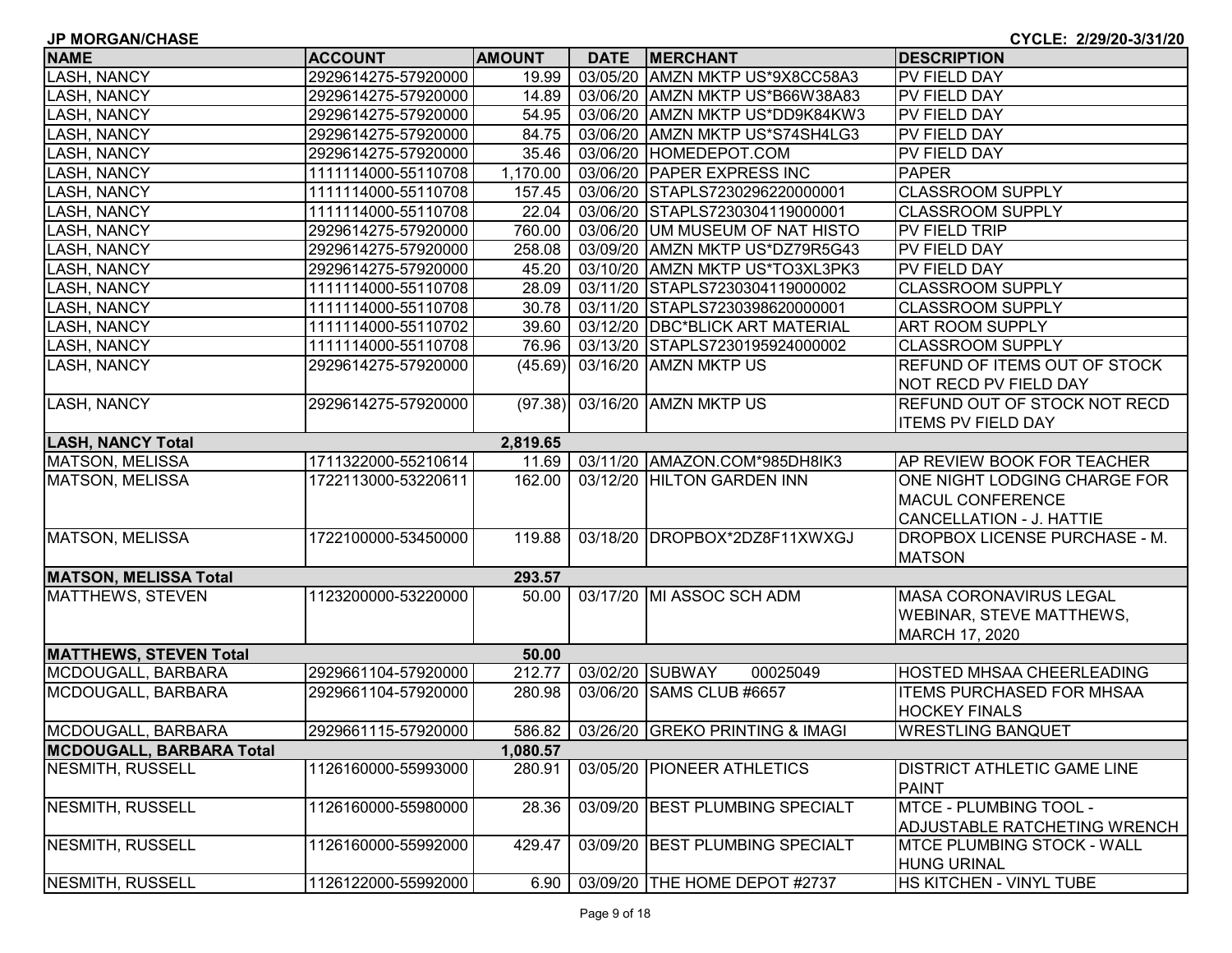JP MORGAN/CHASE

CYCLE: 2/29/20-3/31/20

| NAME | ACCOUNT | AMOUNT | DATE | MERCHANT | DESCRIPTION |
|---|---|---|---|---|---|
| LASH, NANCY | 2929614275-57920000 | 19.99 | 03/05/20 | AMZN MKTP US*9X8CC58A3 | PV FIELD DAY |
| LASH, NANCY | 2929614275-57920000 | 14.89 | 03/06/20 | AMZN MKTP US*B66W38A83 | PV FIELD DAY |
| LASH, NANCY | 2929614275-57920000 | 54.95 | 03/06/20 | AMZN MKTP US*DD9K84KW3 | PV FIELD DAY |
| LASH, NANCY | 2929614275-57920000 | 84.75 | 03/06/20 | AMZN MKTP US*S74SH4LG3 | PV FIELD DAY |
| LASH, NANCY | 2929614275-57920000 | 35.46 | 03/06/20 | HOMEDEPOT.COM | PV FIELD DAY |
| LASH, NANCY | 1111114000-55110708 | 1,170.00 | 03/06/20 | PAPER EXPRESS INC | PAPER |
| LASH, NANCY | 1111114000-55110708 | 157.45 | 03/06/20 | STAPLS7230296220000001 | CLASSROOM SUPPLY |
| LASH, NANCY | 1111114000-55110708 | 22.04 | 03/06/20 | STAPLS7230304119000001 | CLASSROOM SUPPLY |
| LASH, NANCY | 2929614275-57920000 | 760.00 | 03/06/20 | UM MUSEUM OF NAT HISTO | PV FIELD TRIP |
| LASH, NANCY | 2929614275-57920000 | 258.08 | 03/09/20 | AMZN MKTP US*DZ79R5G43 | PV FIELD DAY |
| LASH, NANCY | 2929614275-57920000 | 45.20 | 03/10/20 | AMZN MKTP US*TO3XL3PK3 | PV FIELD DAY |
| LASH, NANCY | 1111114000-55110708 | 28.09 | 03/11/20 | STAPLS7230304119000002 | CLASSROOM SUPPLY |
| LASH, NANCY | 1111114000-55110708 | 30.78 | 03/11/20 | STAPLS7230398620000001 | CLASSROOM SUPPLY |
| LASH, NANCY | 1111114000-55110702 | 39.60 | 03/12/20 | DBC*BLICK ART MATERIAL | ART ROOM SUPPLY |
| LASH, NANCY | 1111114000-55110708 | 76.96 | 03/13/20 | STAPLS7230195924000002 | CLASSROOM SUPPLY |
| LASH, NANCY | 2929614275-57920000 | (45.69) | 03/16/20 | AMZN MKTP US | REFUND OF ITEMS OUT OF STOCK NOT RECD PV FIELD DAY |
| LASH, NANCY | 2929614275-57920000 | (97.38) | 03/16/20 | AMZN MKTP US | REFUND OUT OF STOCK NOT RECD ITEMS PV FIELD DAY |
| **LASH, NANCY Total** | | **2,819.65** | | | |
| MATSON, MELISSA | 1711322000-55210614 | 11.69 | 03/11/20 | AMAZON.COM*985DH8IK3 | AP REVIEW BOOK FOR TEACHER |
| MATSON, MELISSA | 1722113000-53220611 | 162.00 | 03/12/20 | HILTON GARDEN INN | ONE NIGHT LODGING CHARGE FOR MACUL CONFERENCE CANCELLATION - J. HATTIE |
| MATSON, MELISSA | 1722100000-53450000 | 119.88 | 03/18/20 | DROPBOX*2DZ8F11XWXGJ | DROPBOX LICENSE PURCHASE - M. MATSON |
| **MATSON, MELISSA Total** | | **293.57** | | | |
| MATTHEWS, STEVEN | 1123200000-53220000 | 50.00 | 03/17/20 | MI ASSOC SCH ADM | MASA CORONAVIRUS LEGAL WEBINAR, STEVE MATTHEWS, MARCH 17, 2020 |
| **MATTHEWS, STEVEN Total** | | **50.00** | | | |
| MCDOUGALL, BARBARA | 2929661104-57920000 | 212.77 | 03/02/20 | SUBWAY 00025049 | HOSTED MHSAA CHEERLEADING |
| MCDOUGALL, BARBARA | 2929661104-57920000 | 280.98 | 03/06/20 | SAMS CLUB #6657 | ITEMS PURCHASED FOR MHSAA HOCKEY FINALS |
| MCDOUGALL, BARBARA | 2929661115-57920000 | 586.82 | 03/26/20 | GREKO PRINTING & IMAGI | WRESTLING BANQUET |
| **MCDOUGALL, BARBARA Total** | | **1,080.57** | | | |
| NESMITH, RUSSELL | 1126160000-55993000 | 280.91 | 03/05/20 | PIONEER ATHLETICS | DISTRICT ATHLETIC GAME LINE PAINT |
| NESMITH, RUSSELL | 1126160000-55980000 | 28.36 | 03/09/20 | BEST PLUMBING SPECIALT | MTCE - PLUMBING TOOL - ADJUSTABLE RATCHETING WRENCH |
| NESMITH, RUSSELL | 1126160000-55992000 | 429.47 | 03/09/20 | BEST PLUMBING SPECIALT | MTCE PLUMBING STOCK - WALL HUNG URINAL |
| NESMITH, RUSSELL | 1126122000-55992000 | 6.90 | 03/09/20 | THE HOME DEPOT #2737 | HS KITCHEN - VINYL TUBE |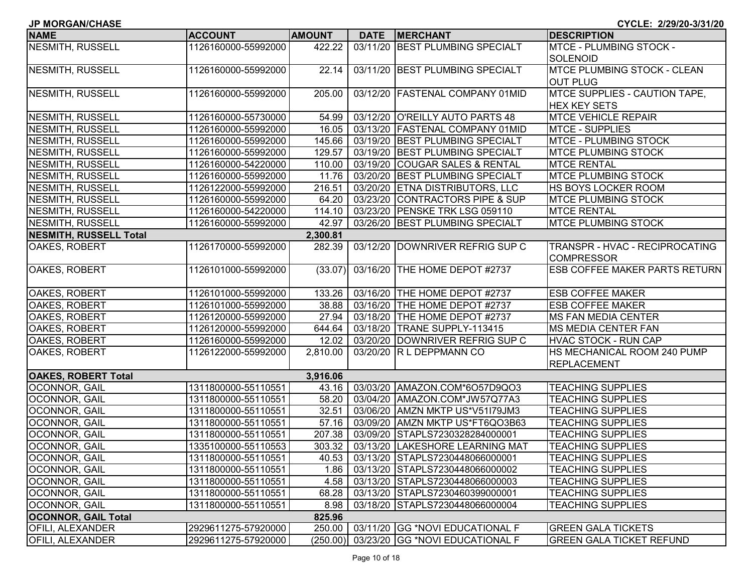JP MORGAN/CHASE

CYCLE: 2/29/20-3/31/20

| NAME | ACCOUNT | AMOUNT | DATE | MERCHANT | DESCRIPTION |
|---|---|---|---|---|---|
| NESMITH, RUSSELL | 1126160000-55992000 | 422.22 | 03/11/20 | BEST PLUMBING SPECIALT | MTCE - PLUMBING STOCK - SOLENOID |
| NESMITH, RUSSELL | 1126160000-55992000 | 22.14 | 03/11/20 | BEST PLUMBING SPECIALT | MTCE PLUMBING STOCK - CLEAN OUT PLUG |
| NESMITH, RUSSELL | 1126160000-55992000 | 205.00 | 03/12/20 | FASTENAL COMPANY 01MID | MTCE SUPPLIES - CAUTION TAPE, HEX KEY SETS |
| NESMITH, RUSSELL | 1126160000-55730000 | 54.99 | 03/12/20 | O'REILLY AUTO PARTS 48 | MTCE VEHICLE REPAIR |
| NESMITH, RUSSELL | 1126160000-55992000 | 16.05 | 03/13/20 | FASTENAL COMPANY 01MID | MTCE - SUPPLIES |
| NESMITH, RUSSELL | 1126160000-55992000 | 145.66 | 03/19/20 | BEST PLUMBING SPECIALT | MTCE - PLUMBING STOCK |
| NESMITH, RUSSELL | 1126160000-55992000 | 129.57 | 03/19/20 | BEST PLUMBING SPECIALT | MTCE PLUMBING STOCK |
| NESMITH, RUSSELL | 1126160000-54220000 | 110.00 | 03/19/20 | COUGAR SALES & RENTAL | MTCE RENTAL |
| NESMITH, RUSSELL | 1126160000-55992000 | 11.76 | 03/20/20 | BEST PLUMBING SPECIALT | MTCE PLUMBING STOCK |
| NESMITH, RUSSELL | 1126122000-55992000 | 216.51 | 03/20/20 | ETNA DISTRIBUTORS, LLC | HS BOYS LOCKER ROOM |
| NESMITH, RUSSELL | 1126160000-55992000 | 64.20 | 03/23/20 | CONTRACTORS PIPE & SUP | MTCE PLUMBING STOCK |
| NESMITH, RUSSELL | 1126160000-54220000 | 114.10 | 03/23/20 | PENSKE TRK LSG 059110 | MTCE RENTAL |
| NESMITH, RUSSELL | 1126160000-55992000 | 42.97 | 03/26/20 | BEST PLUMBING SPECIALT | MTCE PLUMBING STOCK |
| **NESMITH, RUSSELL Total** | | **2,300.81** | | | |
| OAKES, ROBERT | 1126170000-55992000 | 282.39 | 03/12/20 | DOWNRIVER REFRIG SUP C | TRANSPR - HVAC - RECIPROCATING COMPRESSOR |
| OAKES, ROBERT | 1126101000-55992000 | (33.07) | 03/16/20 | THE HOME DEPOT #2737 | ESB COFFEE MAKER PARTS RETURN |
| OAKES, ROBERT | 1126101000-55992000 | 133.26 | 03/16/20 | THE HOME DEPOT #2737 | ESB COFFEE MAKER |
| OAKES, ROBERT | 1126101000-55992000 | 38.88 | 03/16/20 | THE HOME DEPOT #2737 | ESB COFFEE MAKER |
| OAKES, ROBERT | 1126120000-55992000 | 27.94 | 03/18/20 | THE HOME DEPOT #2737 | MS FAN MEDIA CENTER |
| OAKES, ROBERT | 1126120000-55992000 | 644.64 | 03/18/20 | TRANE SUPPLY-113415 | MS MEDIA CENTER FAN |
| OAKES, ROBERT | 1126160000-55992000 | 12.02 | 03/20/20 | DOWNRIVER REFRIG SUP C | HVAC STOCK - RUN CAP |
| OAKES, ROBERT | 1126122000-55992000 | 2,810.00 | 03/20/20 | R L DEPPMANN CO | HS MECHANICAL ROOM 240 PUMP REPLACEMENT |
| **OAKES, ROBERT Total** | | **3,916.06** | | | |
| OCONNOR, GAIL | 1311800000-55110551 | 43.16 | 03/03/20 | AMAZON.COM*6O57D9QO3 | TEACHING SUPPLIES |
| OCONNOR, GAIL | 1311800000-55110551 | 58.20 | 03/04/20 | AMAZON.COM*JW57Q77A3 | TEACHING SUPPLIES |
| OCONNOR, GAIL | 1311800000-55110551 | 32.51 | 03/06/20 | AMZN MKTP US*V51I79JM3 | TEACHING SUPPLIES |
| OCONNOR, GAIL | 1311800000-55110551 | 57.16 | 03/09/20 | AMZN MKTP US*FT6QO3B63 | TEACHING SUPPLIES |
| OCONNOR, GAIL | 1311800000-55110551 | 207.38 | 03/09/20 | STAPLS7230328284000001 | TEACHING SUPPLIES |
| OCONNOR, GAIL | 1335100000-55110553 | 303.32 | 03/13/20 | LAKESHORE LEARNING MAT | TEACHING SUPPLIES |
| OCONNOR, GAIL | 1311800000-55110551 | 40.53 | 03/13/20 | STAPLS7230448066000001 | TEACHING SUPPLIES |
| OCONNOR, GAIL | 1311800000-55110551 | 1.86 | 03/13/20 | STAPLS7230448066000002 | TEACHING SUPPLIES |
| OCONNOR, GAIL | 1311800000-55110551 | 4.58 | 03/13/20 | STAPLS7230448066000003 | TEACHING SUPPLIES |
| OCONNOR, GAIL | 1311800000-55110551 | 68.28 | 03/13/20 | STAPLS7230460399000001 | TEACHING SUPPLIES |
| OCONNOR, GAIL | 1311800000-55110551 | 8.98 | 03/18/20 | STAPLS7230448066000004 | TEACHING SUPPLIES |
| **OCONNOR, GAIL Total** | | **825.96** | | | |
| OFILI, ALEXANDER | 2929611275-57920000 | 250.00 | 03/11/20 | GG *NOVI EDUCATIONAL F | GREEN GALA TICKETS |
| OFILI, ALEXANDER | 2929611275-57920000 | (250.00) | 03/23/20 | GG *NOVI EDUCATIONAL F | GREEN GALA TICKET REFUND |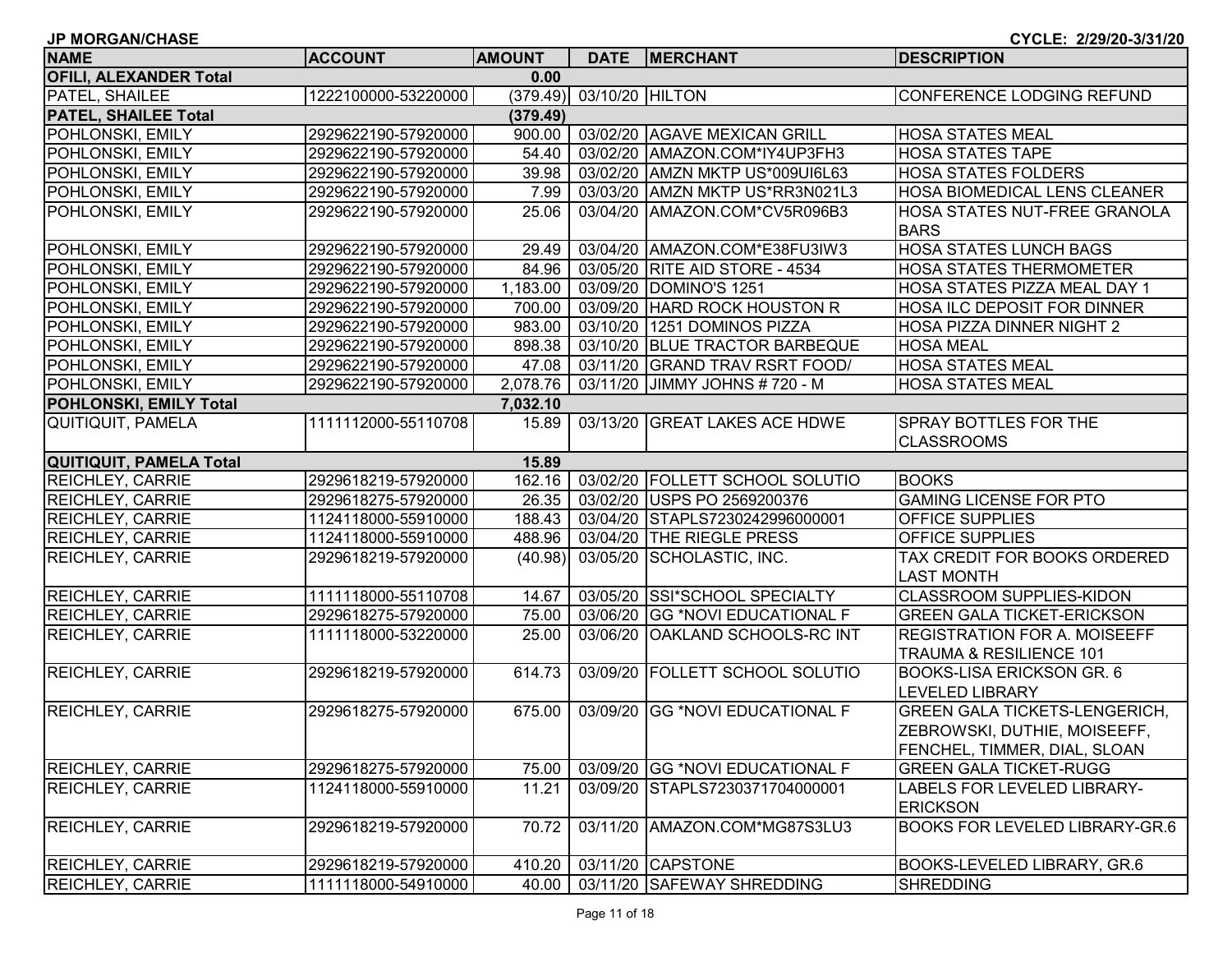JP MORGAN/CHASE

CYCLE: 2/29/20-3/31/20

| NAME | ACCOUNT | AMOUNT | DATE | MERCHANT | DESCRIPTION |
|---|---|---|---|---|---|
| **OFILI, ALEXANDER Total** | | **0.00** | | | |
| PATEL, SHAILEE | 1222100000-53220000 | (379.49) | 03/10/20 | HILTON | CONFERENCE LODGING REFUND |
| **PATEL, SHAILEE Total** | | **(379.49)** | | | |
| POHLONSKI, EMILY | 2929622190-57920000 | 900.00 | 03/02/20 | AGAVE MEXICAN GRILL | HOSA STATES MEAL |
| POHLONSKI, EMILY | 2929622190-57920000 | 54.40 | 03/02/20 | AMAZON.COM*IY4UP3FH3 | HOSA STATES TAPE |
| POHLONSKI, EMILY | 2929622190-57920000 | 39.98 | 03/02/20 | AMZN MKTP US*009UI6L63 | HOSA STATES FOLDERS |
| POHLONSKI, EMILY | 2929622190-57920000 | 7.99 | 03/03/20 | AMZN MKTP US*RR3N021L3 | HOSA BIOMEDICAL LENS CLEANER |
| POHLONSKI, EMILY | 2929622190-57920000 | 25.06 | 03/04/20 | AMAZON.COM*CV5R096B3 | HOSA STATES NUT-FREE GRANOLA BARS |
| POHLONSKI, EMILY | 2929622190-57920000 | 29.49 | 03/04/20 | AMAZON.COM*E38FU3IW3 | HOSA STATES LUNCH BAGS |
| POHLONSKI, EMILY | 2929622190-57920000 | 84.96 | 03/05/20 | RITE AID STORE - 4534 | HOSA STATES THERMOMETER |
| POHLONSKI, EMILY | 2929622190-57920000 | 1,183.00 | 03/09/20 | DOMINO'S 1251 | HOSA STATES PIZZA MEAL DAY 1 |
| POHLONSKI, EMILY | 2929622190-57920000 | 700.00 | 03/09/20 | HARD ROCK HOUSTON R | HOSA ILC DEPOSIT FOR DINNER |
| POHLONSKI, EMILY | 2929622190-57920000 | 983.00 | 03/10/20 | 1251 DOMINOS PIZZA | HOSA PIZZA DINNER NIGHT 2 |
| POHLONSKI, EMILY | 2929622190-57920000 | 898.38 | 03/10/20 | BLUE TRACTOR BARBEQUE | HOSA MEAL |
| POHLONSKI, EMILY | 2929622190-57920000 | 47.08 | 03/11/20 | GRAND TRAV RSRT FOOD/ | HOSA STATES MEAL |
| POHLONSKI, EMILY | 2929622190-57920000 | 2,078.76 | 03/11/20 | JIMMY JOHNS # 720 - M | HOSA STATES MEAL |
| **POHLONSKI, EMILY Total** | | **7,032.10** | | | |
| QUITIQUIT, PAMELA | 1111112000-55110708 | 15.89 | 03/13/20 | GREAT LAKES ACE HDWE | SPRAY BOTTLES FOR THE CLASSROOMS |
| **QUITIQUIT, PAMELA Total** | | **15.89** | | | |
| REICHLEY, CARRIE | 2929618219-57920000 | 162.16 | 03/02/20 | FOLLETT SCHOOL SOLUTIO | BOOKS |
| REICHLEY, CARRIE | 2929618275-57920000 | 26.35 | 03/02/20 | USPS PO 2569200376 | GAMING LICENSE FOR PTO |
| REICHLEY, CARRIE | 1124118000-55910000 | 188.43 | 03/04/20 | STAPLS7230242996000001 | OFFICE SUPPLIES |
| REICHLEY, CARRIE | 1124118000-55910000 | 488.96 | 03/04/20 | THE RIEGLE PRESS | OFFICE SUPPLIES |
| REICHLEY, CARRIE | 2929618219-57920000 | (40.98) | 03/05/20 | SCHOLASTIC, INC. | TAX CREDIT FOR BOOKS ORDERED LAST MONTH |
| REICHLEY, CARRIE | 1111118000-55110708 | 14.67 | 03/05/20 | SSI*SCHOOL SPECIALTY | CLASSROOM SUPPLIES-KIDON |
| REICHLEY, CARRIE | 2929618275-57920000 | 75.00 | 03/06/20 | GG *NOVI EDUCATIONAL F | GREEN GALA TICKET-ERICKSON |
| REICHLEY, CARRIE | 1111118000-53220000 | 25.00 | 03/06/20 | OAKLAND SCHOOLS-RC INT | REGISTRATION FOR A. MOISEEFF TRAUMA & RESILIENCE 101 |
| REICHLEY, CARRIE | 2929618219-57920000 | 614.73 | 03/09/20 | FOLLETT SCHOOL SOLUTIO | BOOKS-LISA ERICKSON GR. 6 LEVELED LIBRARY |
| REICHLEY, CARRIE | 2929618275-57920000 | 675.00 | 03/09/20 | GG *NOVI EDUCATIONAL F | GREEN GALA TICKETS-LENGERICH, ZEBROWSKI, DUTHIE, MOISEEFF, FENCHEL, TIMMER, DIAL, SLOAN |
| REICHLEY, CARRIE | 2929618275-57920000 | 75.00 | 03/09/20 | GG *NOVI EDUCATIONAL F | GREEN GALA TICKET-RUGG |
| REICHLEY, CARRIE | 1124118000-55910000 | 11.21 | 03/09/20 | STAPLS7230371704000001 | LABELS FOR LEVELED LIBRARY-ERICKSON |
| REICHLEY, CARRIE | 2929618219-57920000 | 70.72 | 03/11/20 | AMAZON.COM*MG87S3LU3 | BOOKS FOR LEVELED LIBRARY-GR.6 |
| REICHLEY, CARRIE | 2929618219-57920000 | 410.20 | 03/11/20 | CAPSTONE | BOOKS-LEVELED LIBRARY, GR.6 |
| REICHLEY, CARRIE | 1111118000-54910000 | 40.00 | 03/11/20 | SAFEWAY SHREDDING | SHREDDING |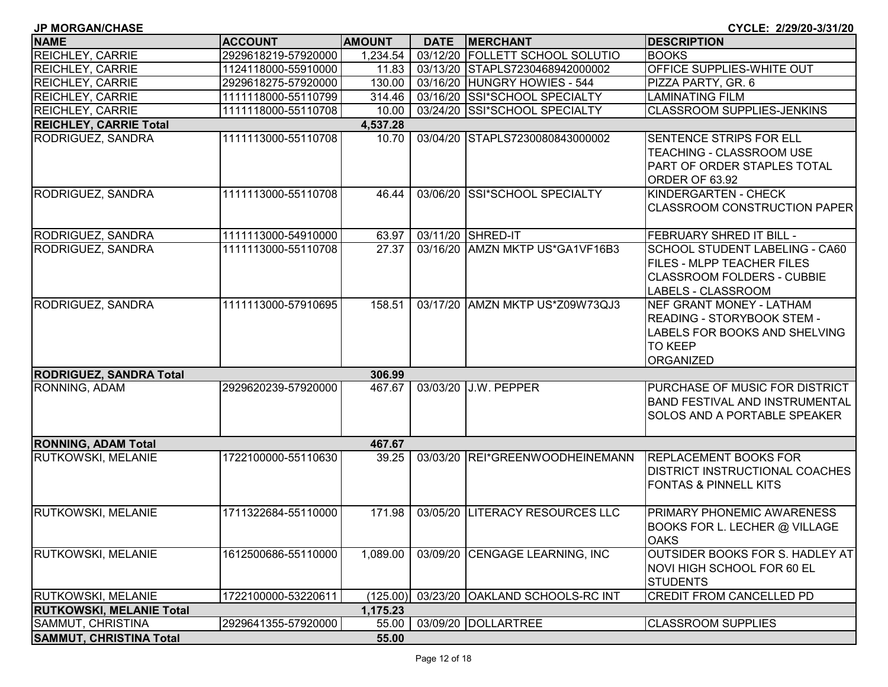**JP MORGAN/CHASE** **CYCLE: 2/29/20-3/31/20**

| NAME | ACCOUNT | AMOUNT | DATE | MERCHANT | DESCRIPTION |
|---|---|---|---|---|---|
| REICHLEY, CARRIE | 2929618219-57920000 | 1,234.54 | 03/12/20 | FOLLETT SCHOOL SOLUTIO | BOOKS |
| REICHLEY, CARRIE | 1124118000-55910000 | 11.83 | 03/13/20 | STAPLS7230468942000002 | OFFICE SUPPLIES-WHITE OUT |
| REICHLEY, CARRIE | 2929618275-57920000 | 130.00 | 03/16/20 | HUNGRY HOWIES - 544 | PIZZA PARTY, GR. 6 |
| REICHLEY, CARRIE | 1111118000-55110799 | 314.46 | 03/16/20 | SSI*SCHOOL SPECIALTY | LAMINATING FILM |
| REICHLEY, CARRIE | 1111118000-55110708 | 10.00 | 03/24/20 | SSI*SCHOOL SPECIALTY | CLASSROOM SUPPLIES-JENKINS |
| **REICHLEY, CARRIE Total** | | **4,537.28** | | | |
| RODRIGUEZ, SANDRA | 1111113000-55110708 | 10.70 | 03/04/20 | STAPLS7230080843000002 | SENTENCE STRIPS FOR ELL TEACHING - CLASSROOM USE PART OF ORDER STAPLES TOTAL ORDER OF 63.92 |
| RODRIGUEZ, SANDRA | 1111113000-55110708 | 46.44 | 03/06/20 | SSI*SCHOOL SPECIALTY | KINDERGARTEN - CHECK CLASSROOM CONSTRUCTION PAPER |
| RODRIGUEZ, SANDRA | 1111113000-54910000 | 63.97 | 03/11/20 | SHRED-IT | FEBRUARY SHRED IT BILL - |
| RODRIGUEZ, SANDRA | 1111113000-55110708 | 27.37 | 03/16/20 | AMZN MKTP US*GA1VF16B3 | SCHOOL STUDENT LABELING - CA60 FILES - MLPP TEACHER FILES CLASSROOM FOLDERS - CUBBIE LABELS - CLASSROOM |
| RODRIGUEZ, SANDRA | 1111113000-57910695 | 158.51 | 03/17/20 | AMZN MKTP US*Z09W73QJ3 | NEF GRANT MONEY - LATHAM READING - STORYBOOK STEM - LABELS FOR BOOKS AND SHELVING TO KEEP ORGANIZED |
| **RODRIGUEZ, SANDRA Total** | | **306.99** | | | |
| RONNING, ADAM | 2929620239-57920000 | 467.67 | 03/03/20 | J.W. PEPPER | PURCHASE OF MUSIC FOR DISTRICT BAND FESTIVAL AND INSTRUMENTAL SOLOS AND A PORTABLE SPEAKER |
| **RONNING, ADAM Total** | | **467.67** | | | |
| RUTKOWSKI, MELANIE | 1722100000-55110630 | 39.25 | 03/03/20 | REI*GREENWOODHEINEMANN | REPLACEMENT BOOKS FOR DISTRICT INSTRUCTIONAL COACHES FONTAS & PINNELL KITS |
| RUTKOWSKI, MELANIE | 1711322684-55110000 | 171.98 | 03/05/20 | LITERACY RESOURCES LLC | PRIMARY PHONEMIC AWARENESS BOOKS FOR L. LECHER @ VILLAGE OAKS |
| RUTKOWSKI, MELANIE | 1612500686-55110000 | 1,089.00 | 03/09/20 | CENGAGE LEARNING, INC | OUTSIDER BOOKS FOR S. HADLEY AT NOVI HIGH SCHOOL FOR 60 EL STUDENTS |
| RUTKOWSKI, MELANIE | 1722100000-53220611 | (125.00) | 03/23/20 | OAKLAND SCHOOLS-RC INT | CREDIT FROM CANCELLED PD |
| **RUTKOWSKI, MELANIE Total** | | **1,175.23** | | | |
| SAMMUT, CHRISTINA | 2929641355-57920000 | 55.00 | 03/09/20 | DOLLARTREE | CLASSROOM SUPPLIES |
| **SAMMUT, CHRISTINA Total** | | **55.00** | | | |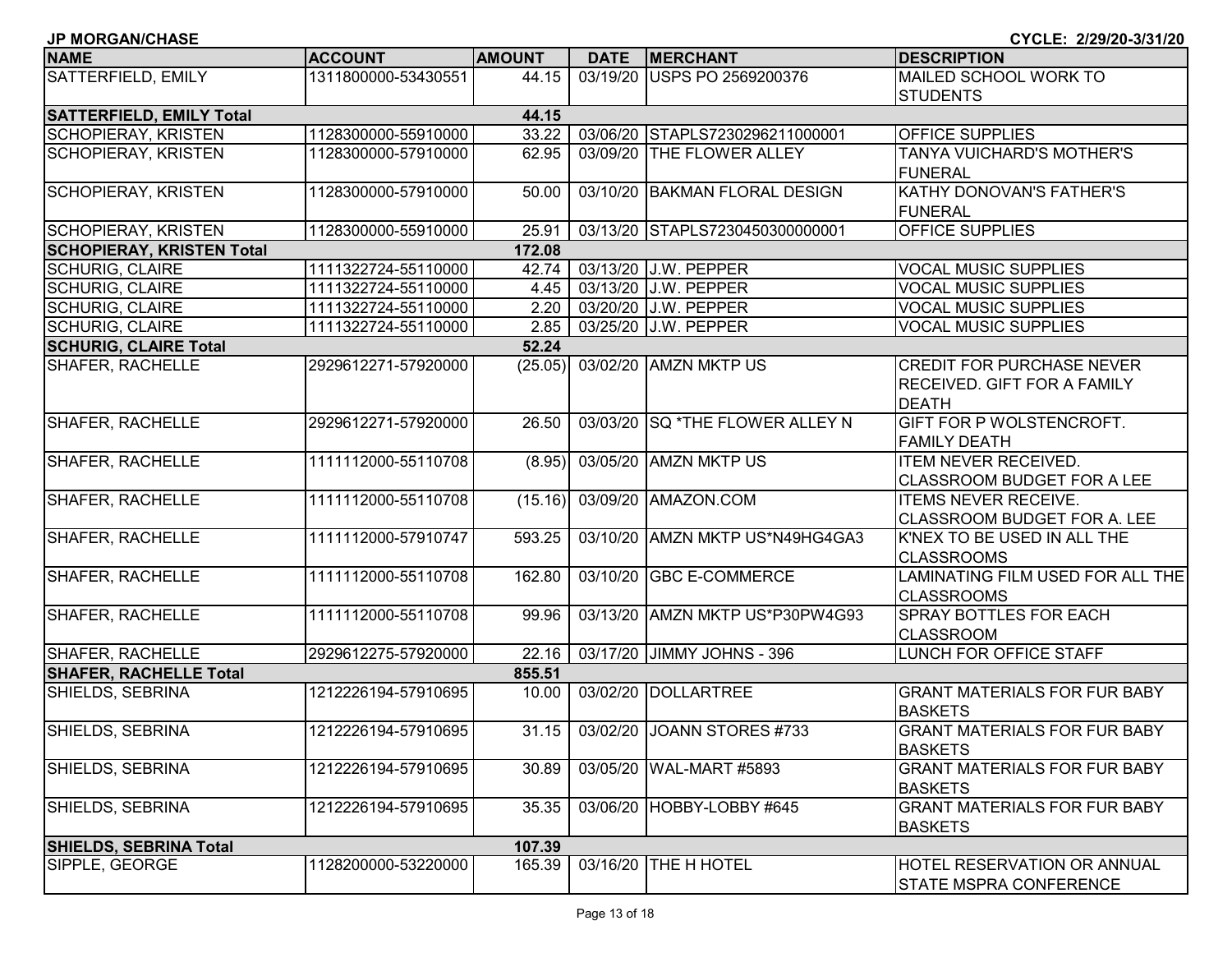JP MORGAN/CHASE

CYCLE: 2/29/20-3/31/20

| NAME | ACCOUNT | AMOUNT | DATE | MERCHANT | DESCRIPTION |
|---|---|---|---|---|---|
| SATTERFIELD, EMILY | 1311800000-53430551 | 44.15 | 03/19/20 | USPS PO 2569200376 | MAILED SCHOOL WORK TO STUDENTS |
| **SATTERFIELD, EMILY Total** | | **44.15** | | | |
| SCHOPIERAY, KRISTEN | 1128300000-55910000 | 33.22 | 03/06/20 | STAPLS7230296211000001 | OFFICE SUPPLIES |
| SCHOPIERAY, KRISTEN | 1128300000-57910000 | 62.95 | 03/09/20 | THE FLOWER ALLEY | TANYA VUICHARD'S MOTHER'S FUNERAL |
| SCHOPIERAY, KRISTEN | 1128300000-57910000 | 50.00 | 03/10/20 | BAKMAN FLORAL DESIGN | KATHY DONOVAN'S FATHER'S FUNERAL |
| SCHOPIERAY, KRISTEN | 1128300000-55910000 | 25.91 | 03/13/20 | STAPLS7230450300000001 | OFFICE SUPPLIES |
| **SCHOPIERAY, KRISTEN Total** | | **172.08** | | | |
| SCHURIG, CLAIRE | 1111322724-55110000 | 42.74 | 03/13/20 | J.W. PEPPER | VOCAL MUSIC SUPPLIES |
| SCHURIG, CLAIRE | 1111322724-55110000 | 4.45 | 03/13/20 | J.W. PEPPER | VOCAL MUSIC SUPPLIES |
| SCHURIG, CLAIRE | 1111322724-55110000 | 2.20 | 03/20/20 | J.W. PEPPER | VOCAL MUSIC SUPPLIES |
| SCHURIG, CLAIRE | 1111322724-55110000 | 2.85 | 03/25/20 | J.W. PEPPER | VOCAL MUSIC SUPPLIES |
| **SCHURIG, CLAIRE Total** | | **52.24** | | | |
| SHAFER, RACHELLE | 2929612271-57920000 | (25.05) | 03/02/20 | AMZN MKTP US | CREDIT FOR PURCHASE NEVER RECEIVED. GIFT FOR A FAMILY DEATH |
| SHAFER, RACHELLE | 2929612271-57920000 | 26.50 | 03/03/20 | SQ *THE FLOWER ALLEY N | GIFT FOR P WOLSTENCROFT. FAMILY DEATH |
| SHAFER, RACHELLE | 1111112000-55110708 | (8.95) | 03/05/20 | AMZN MKTP US | ITEM NEVER RECEIVED. CLASSROOM BUDGET FOR A LEE |
| SHAFER, RACHELLE | 1111112000-55110708 | (15.16) | 03/09/20 | AMAZON.COM | ITEMS NEVER RECEIVE. CLASSROOM BUDGET FOR A. LEE |
| SHAFER, RACHELLE | 1111112000-57910747 | 593.25 | 03/10/20 | AMZN MKTP US*N49HG4GA3 | K'NEX TO BE USED IN ALL THE CLASSROOMS |
| SHAFER, RACHELLE | 1111112000-55110708 | 162.80 | 03/10/20 | GBC E-COMMERCE | LAMINATING FILM USED FOR ALL THE CLASSROOMS |
| SHAFER, RACHELLE | 1111112000-55110708 | 99.96 | 03/13/20 | AMZN MKTP US*P30PW4G93 | SPRAY BOTTLES FOR EACH CLASSROOM |
| SHAFER, RACHELLE | 2929612275-57920000 | 22.16 | 03/17/20 | JIMMY JOHNS - 396 | LUNCH FOR OFFICE STAFF |
| **SHAFER, RACHELLE Total** | | **855.51** | | | |
| SHIELDS, SEBRINA | 1212226194-57910695 | 10.00 | 03/02/20 | DOLLARTREE | GRANT MATERIALS FOR FUR BABY BASKETS |
| SHIELDS, SEBRINA | 1212226194-57910695 | 31.15 | 03/02/20 | JOANN STORES #733 | GRANT MATERIALS FOR FUR BABY BASKETS |
| SHIELDS, SEBRINA | 1212226194-57910695 | 30.89 | 03/05/20 | WAL-MART #5893 | GRANT MATERIALS FOR FUR BABY BASKETS |
| SHIELDS, SEBRINA | 1212226194-57910695 | 35.35 | 03/06/20 | HOBBY-LOBBY #645 | GRANT MATERIALS FOR FUR BABY BASKETS |
| **SHIELDS, SEBRINA Total** | | **107.39** | | | |
| SIPPLE, GEORGE | 1128200000-53220000 | 165.39 | 03/16/20 | THE H HOTEL | HOTEL RESERVATION OR ANNUAL STATE MSPRA CONFERENCE |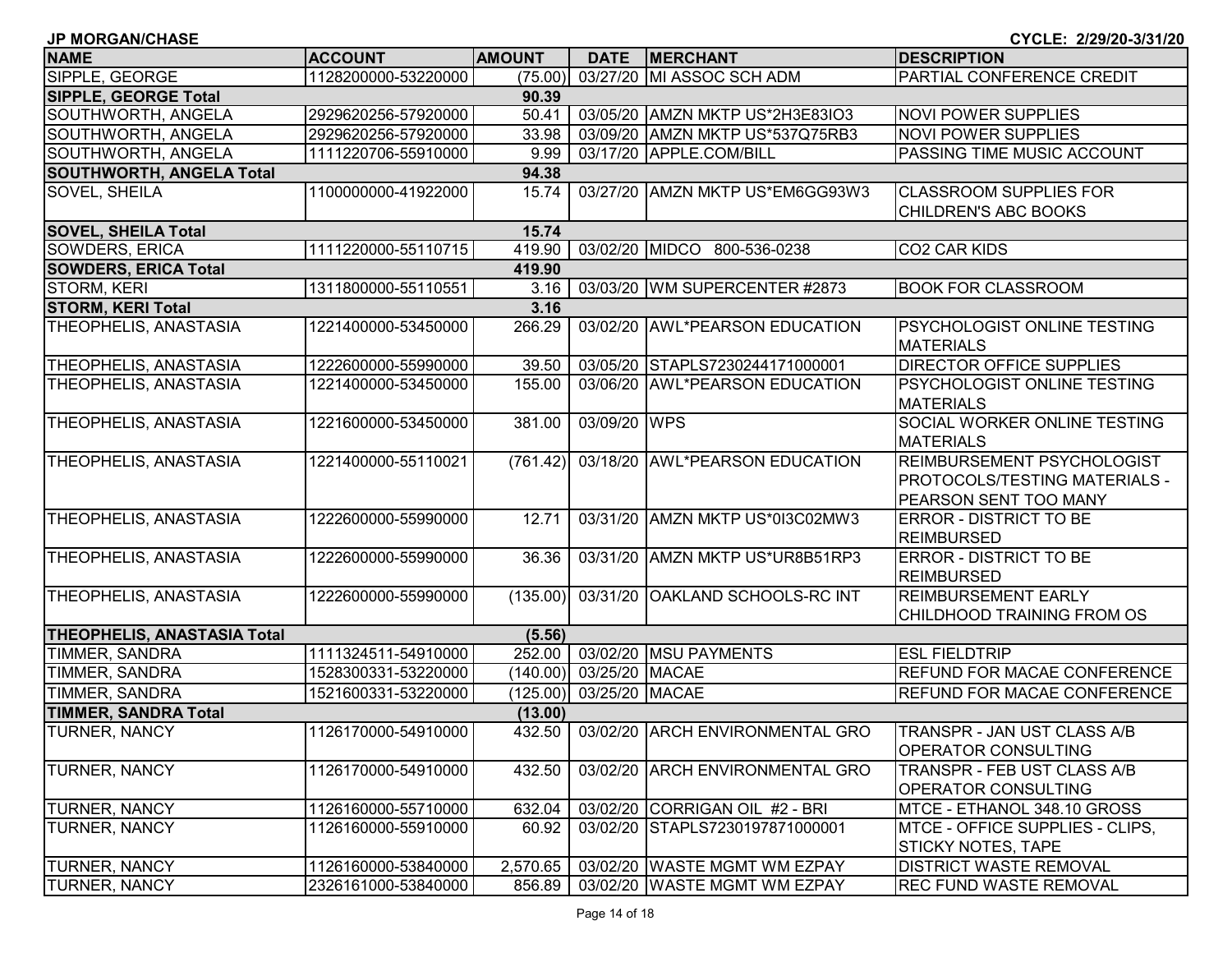**JP MORGAN/CHASE** **CYCLE: 2/29/20-3/31/20**

| NAME | ACCOUNT | AMOUNT | DATE | MERCHANT | DESCRIPTION |
|---|---|---|---|---|---|
| SIPPLE, GEORGE | 1128200000-53220000 | (75.00) | 03/27/20 | MI ASSOC SCH ADM | PARTIAL CONFERENCE CREDIT |
| **SIPPLE, GEORGE Total** | | **90.39** | | | |
| SOUTHWORTH, ANGELA | 2929620256-57920000 | 50.41 | 03/05/20 | AMZN MKTP US*2H3E83IO3 | NOVI POWER SUPPLIES |
| SOUTHWORTH, ANGELA | 2929620256-57920000 | 33.98 | 03/09/20 | AMZN MKTP US*537Q75RB3 | NOVI POWER SUPPLIES |
| SOUTHWORTH, ANGELA | 1111220706-55910000 | 9.99 | 03/17/20 | APPLE.COM/BILL | PASSING TIME MUSIC ACCOUNT |
| **SOUTHWORTH, ANGELA Total** | | **94.38** | | | |
| SOVEL, SHEILA | 1100000000-41922000 | 15.74 | 03/27/20 | AMZN MKTP US*EM6GG93W3 | CLASSROOM SUPPLIES FOR CHILDREN'S ABC BOOKS |
| **SOVEL, SHEILA Total** | | **15.74** | | | |
| SOWDERS, ERICA | 1111220000-55110715 | 419.90 | 03/02/20 | MIDCO 800-536-0238 | CO2 CAR KIDS |
| **SOWDERS, ERICA Total** | | **419.90** | | | |
| STORM, KERI | 1311800000-55110551 | 3.16 | 03/03/20 | WM SUPERCENTER #2873 | BOOK FOR CLASSROOM |
| **STORM, KERI Total** | | **3.16** | | | |
| THEOPHELIS, ANASTASIA | 1221400000-53450000 | 266.29 | 03/02/20 | AWL*PEARSON EDUCATION | PSYCHOLOGIST ONLINE TESTING MATERIALS |
| THEOPHELIS, ANASTASIA | 1222600000-55990000 | 39.50 | 03/05/20 | STAPLS7230244171000001 | DIRECTOR OFFICE SUPPLIES |
| THEOPHELIS, ANASTASIA | 1221400000-53450000 | 155.00 | 03/06/20 | AWL*PEARSON EDUCATION | PSYCHOLOGIST ONLINE TESTING MATERIALS |
| THEOPHELIS, ANASTASIA | 1221600000-53450000 | 381.00 | 03/09/20 | WPS | SOCIAL WORKER ONLINE TESTING MATERIALS |
| THEOPHELIS, ANASTASIA | 1221400000-55110021 | (761.42) | 03/18/20 | AWL*PEARSON EDUCATION | REIMBURSEMENT PSYCHOLOGIST PROTOCOLS/TESTING MATERIALS - PEARSON SENT TOO MANY |
| THEOPHELIS, ANASTASIA | 1222600000-55990000 | 12.71 | 03/31/20 | AMZN MKTP US*0I3C02MW3 | ERROR - DISTRICT TO BE REIMBURSED |
| THEOPHELIS, ANASTASIA | 1222600000-55990000 | 36.36 | 03/31/20 | AMZN MKTP US*UR8B51RP3 | ERROR - DISTRICT TO BE REIMBURSED |
| THEOPHELIS, ANASTASIA | 1222600000-55990000 | (135.00) | 03/31/20 | OAKLAND SCHOOLS-RC INT | REIMBURSEMENT EARLY CHILDHOOD TRAINING FROM OS |
| **THEOPHELIS, ANASTASIA Total** | | **(5.56)** | | | |
| TIMMER, SANDRA | 1111324511-54910000 | 252.00 | 03/02/20 | MSU PAYMENTS | ESL FIELDTRIP |
| TIMMER, SANDRA | 1528300331-53220000 | (140.00) | 03/25/20 | MACAE | REFUND FOR MACAE CONFERENCE |
| TIMMER, SANDRA | 1521600331-53220000 | (125.00) | 03/25/20 | MACAE | REFUND FOR MACAE CONFERENCE |
| **TIMMER, SANDRA Total** | | **(13.00)** | | | |
| TURNER, NANCY | 1126170000-54910000 | 432.50 | 03/02/20 | ARCH ENVIRONMENTAL GRO | TRANSPR - JAN UST CLASS A/B OPERATOR CONSULTING |
| TURNER, NANCY | 1126170000-54910000 | 432.50 | 03/02/20 | ARCH ENVIRONMENTAL GRO | TRANSPR - FEB UST CLASS A/B OPERATOR CONSULTING |
| TURNER, NANCY | 1126160000-55710000 | 632.04 | 03/02/20 | CORRIGAN OIL #2 - BRI | MTCE - ETHANOL 348.10 GROSS |
| TURNER, NANCY | 1126160000-55910000 | 60.92 | 03/02/20 | STAPLS7230197871000001 | MTCE - OFFICE SUPPLIES - CLIPS, STICKY NOTES, TAPE |
| TURNER, NANCY | 1126160000-53840000 | 2,570.65 | 03/02/20 | WASTE MGMT WM EZPAY | DISTRICT WASTE REMOVAL |
| TURNER, NANCY | 2326161000-53840000 | 856.89 | 03/02/20 | WASTE MGMT WM EZPAY | REC FUND WASTE REMOVAL |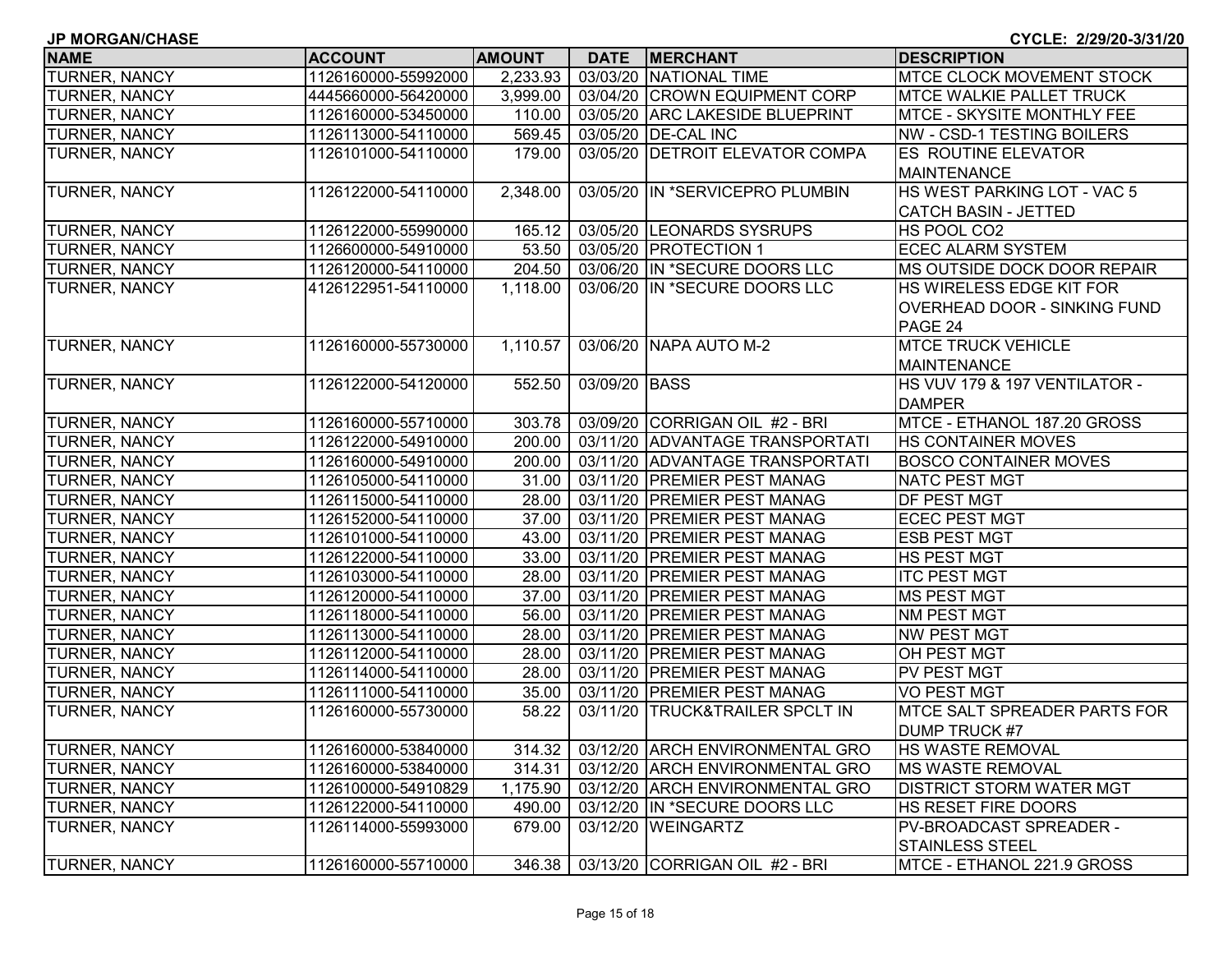JP MORGAN/CHASE CYCLE: 2/29/20-3/31/20

| NAME | ACCOUNT | AMOUNT | DATE | MERCHANT | DESCRIPTION |
|---|---|---|---|---|---|
| TURNER, NANCY | 1126160000-55992000 | 2,233.93 | 03/03/20 | NATIONAL TIME | MTCE CLOCK MOVEMENT STOCK |
| TURNER, NANCY | 4445660000-56420000 | 3,999.00 | 03/04/20 | CROWN EQUIPMENT CORP | MTCE WALKIE PALLET TRUCK |
| TURNER, NANCY | 1126160000-53450000 | 110.00 | 03/05/20 | ARC LAKESIDE BLUEPRINT | MTCE - SKYSITE MONTHLY FEE |
| TURNER, NANCY | 1126113000-54110000 | 569.45 | 03/05/20 | DE-CAL INC | NW - CSD-1 TESTING BOILERS |
| TURNER, NANCY | 1126101000-54110000 | 179.00 | 03/05/20 | DETROIT ELEVATOR COMPA | ES ROUTINE ELEVATOR MAINTENANCE |
| TURNER, NANCY | 1126122000-54110000 | 2,348.00 | 03/05/20 | IN *SERVICEPRO PLUMBIN | HS WEST PARKING LOT - VAC 5 CATCH BASIN - JETTED |
| TURNER, NANCY | 1126122000-55990000 | 165.12 | 03/05/20 | LEONARDS SYSRUPS | HS POOL CO2 |
| TURNER, NANCY | 1126600000-54910000 | 53.50 | 03/05/20 | PROTECTION 1 | ECEC ALARM SYSTEM |
| TURNER, NANCY | 1126120000-54110000 | 204.50 | 03/06/20 | IN *SECURE DOORS LLC | MS OUTSIDE DOCK DOOR REPAIR |
| TURNER, NANCY | 4126122951-54110000 | 1,118.00 | 03/06/20 | IN *SECURE DOORS LLC | HS WIRELESS EDGE KIT FOR OVERHEAD DOOR - SINKING FUND PAGE 24 |
| TURNER, NANCY | 1126160000-55730000 | 1,110.57 | 03/06/20 | NAPA AUTO M-2 | MTCE TRUCK VEHICLE MAINTENANCE |
| TURNER, NANCY | 1126122000-54120000 | 552.50 | 03/09/20 | BASS | HS VUV 179 & 197 VENTILATOR - DAMPER |
| TURNER, NANCY | 1126160000-55710000 | 303.78 | 03/09/20 | CORRIGAN OIL #2 - BRI | MTCE - ETHANOL 187.20 GROSS |
| TURNER, NANCY | 1126122000-54910000 | 200.00 | 03/11/20 | ADVANTAGE TRANSPORTATI | HS CONTAINER MOVES |
| TURNER, NANCY | 1126160000-54910000 | 200.00 | 03/11/20 | ADVANTAGE TRANSPORTATI | BOSCO CONTAINER MOVES |
| TURNER, NANCY | 1126105000-54110000 | 31.00 | 03/11/20 | PREMIER PEST MANAG | NATC PEST MGT |
| TURNER, NANCY | 1126115000-54110000 | 28.00 | 03/11/20 | PREMIER PEST MANAG | DF PEST MGT |
| TURNER, NANCY | 1126152000-54110000 | 37.00 | 03/11/20 | PREMIER PEST MANAG | ECEC PEST MGT |
| TURNER, NANCY | 1126101000-54110000 | 43.00 | 03/11/20 | PREMIER PEST MANAG | ESB PEST MGT |
| TURNER, NANCY | 1126122000-54110000 | 33.00 | 03/11/20 | PREMIER PEST MANAG | HS PEST MGT |
| TURNER, NANCY | 1126103000-54110000 | 28.00 | 03/11/20 | PREMIER PEST MANAG | ITC PEST MGT |
| TURNER, NANCY | 1126120000-54110000 | 37.00 | 03/11/20 | PREMIER PEST MANAG | MS PEST MGT |
| TURNER, NANCY | 1126118000-54110000 | 56.00 | 03/11/20 | PREMIER PEST MANAG | NM PEST MGT |
| TURNER, NANCY | 1126113000-54110000 | 28.00 | 03/11/20 | PREMIER PEST MANAG | NW PEST MGT |
| TURNER, NANCY | 1126112000-54110000 | 28.00 | 03/11/20 | PREMIER PEST MANAG | OH PEST MGT |
| TURNER, NANCY | 1126114000-54110000 | 28.00 | 03/11/20 | PREMIER PEST MANAG | PV PEST MGT |
| TURNER, NANCY | 1126111000-54110000 | 35.00 | 03/11/20 | PREMIER PEST MANAG | VO PEST MGT |
| TURNER, NANCY | 1126160000-55730000 | 58.22 | 03/11/20 | TRUCK&TRAILER SPCLT IN | MTCE SALT SPREADER PARTS FOR DUMP TRUCK #7 |
| TURNER, NANCY | 1126160000-53840000 | 314.32 | 03/12/20 | ARCH ENVIRONMENTAL GRO | HS WASTE REMOVAL |
| TURNER, NANCY | 1126160000-53840000 | 314.31 | 03/12/20 | ARCH ENVIRONMENTAL GRO | MS WASTE REMOVAL |
| TURNER, NANCY | 1126100000-54910829 | 1,175.90 | 03/12/20 | ARCH ENVIRONMENTAL GRO | DISTRICT STORM WATER MGT |
| TURNER, NANCY | 1126122000-54110000 | 490.00 | 03/12/20 | IN *SECURE DOORS LLC | HS RESET FIRE DOORS |
| TURNER, NANCY | 1126114000-55993000 | 679.00 | 03/12/20 | WEINGARTZ | PV-BROADCAST SPREADER - STAINLESS STEEL |
| TURNER, NANCY | 1126160000-55710000 | 346.38 | 03/13/20 | CORRIGAN OIL #2 - BRI | MTCE - ETHANOL 221.9 GROSS |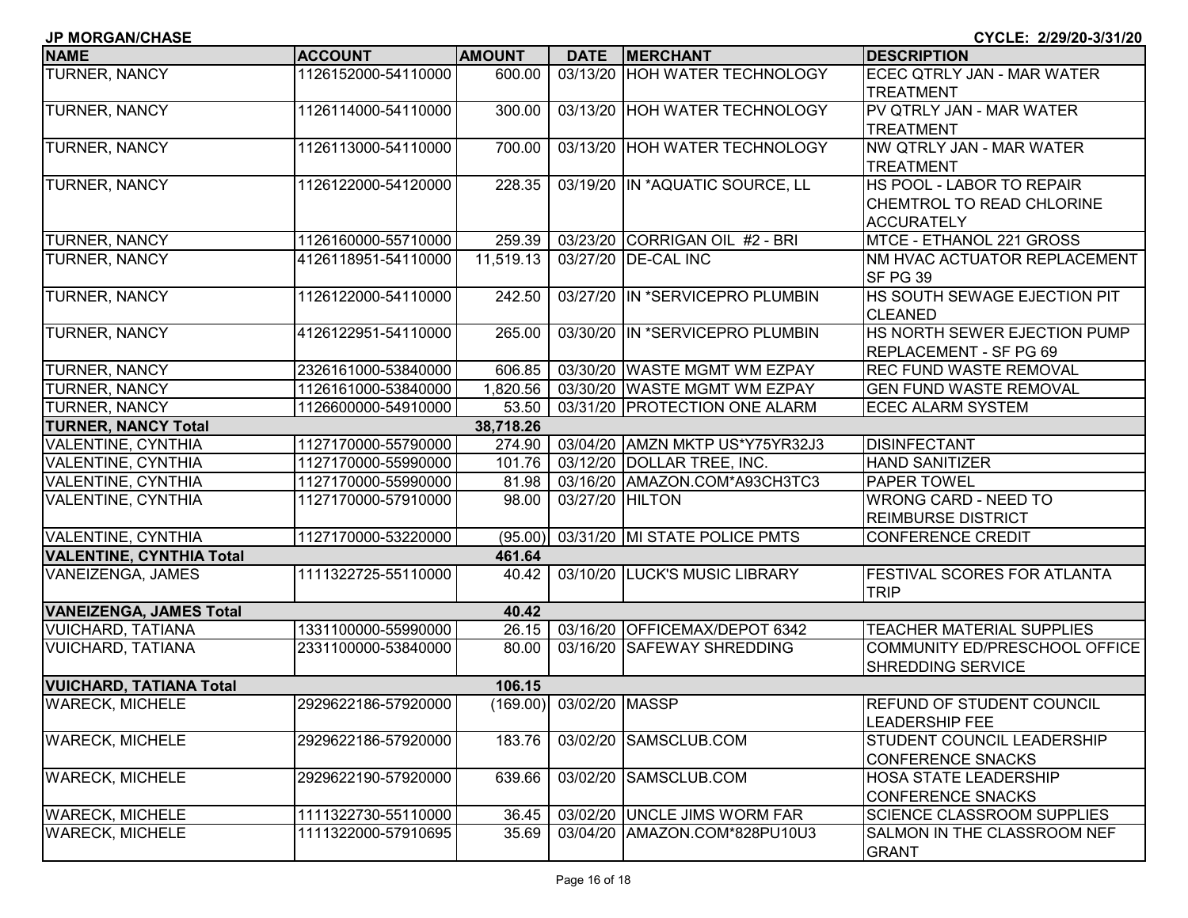JP MORGAN/CHASE

CYCLE: 2/29/20-3/31/20

| NAME | ACCOUNT | AMOUNT | DATE | MERCHANT | DESCRIPTION |
|---|---|---|---|---|---|
| TURNER, NANCY | 1126152000-54110000 | 600.00 | 03/13/20 | HOH WATER TECHNOLOGY | ECEC QTRLY JAN - MAR WATER TREATMENT |
| TURNER, NANCY | 1126114000-54110000 | 300.00 | 03/13/20 | HOH WATER TECHNOLOGY | PV QTRLY JAN - MAR WATER TREATMENT |
| TURNER, NANCY | 1126113000-54110000 | 700.00 | 03/13/20 | HOH WATER TECHNOLOGY | NW QTRLY JAN - MAR WATER TREATMENT |
| TURNER, NANCY | 1126122000-54120000 | 228.35 | 03/19/20 | IN *AQUATIC SOURCE, LL | HS POOL - LABOR TO REPAIR CHEMTROL TO READ CHLORINE ACCURATELY |
| TURNER, NANCY | 1126160000-55710000 | 259.39 | 03/23/20 | CORRIGAN OIL #2 - BRI | MTCE - ETHANOL 221 GROSS |
| TURNER, NANCY | 4126118951-54110000 | 11,519.13 | 03/27/20 | DE-CAL INC | NM HVAC ACTUATOR REPLACEMENT SF PG 39 |
| TURNER, NANCY | 1126122000-54110000 | 242.50 | 03/27/20 | IN *SERVICEPRO PLUMBIN | HS SOUTH SEWAGE EJECTION PIT CLEANED |
| TURNER, NANCY | 4126122951-54110000 | 265.00 | 03/30/20 | IN *SERVICEPRO PLUMBIN | HS NORTH SEWER EJECTION PUMP REPLACEMENT - SF PG 69 |
| TURNER, NANCY | 2326161000-53840000 | 606.85 | 03/30/20 | WASTE MGMT WM EZPAY | REC FUND WASTE REMOVAL |
| TURNER, NANCY | 1126161000-53840000 | 1,820.56 | 03/30/20 | WASTE MGMT WM EZPAY | GEN FUND WASTE REMOVAL |
| TURNER, NANCY | 1126600000-54910000 | 53.50 | 03/31/20 | PROTECTION ONE ALARM | ECEC ALARM SYSTEM |
| **TURNER, NANCY Total** | | **38,718.26** | | | |
| VALENTINE, CYNTHIA | 1127170000-55790000 | 274.90 | 03/04/20 | AMZN MKTP US*Y75YR32J3 | DISINFECTANT |
| VALENTINE, CYNTHIA | 1127170000-55990000 | 101.76 | 03/12/20 | DOLLAR TREE, INC. | HAND SANITIZER |
| VALENTINE, CYNTHIA | 1127170000-55990000 | 81.98 | 03/16/20 | AMAZON.COM*A93CH3TC3 | PAPER TOWEL |
| VALENTINE, CYNTHIA | 1127170000-57910000 | 98.00 | 03/27/20 | HILTON | WRONG CARD - NEED TO REIMBURSE DISTRICT |
| VALENTINE, CYNTHIA | 1127170000-53220000 | (95.00) | 03/31/20 | MI STATE POLICE PMTS | CONFERENCE CREDIT |
| **VALENTINE, CYNTHIA Total** | | **461.64** | | | |
| VANEIZENGA, JAMES | 1111322725-55110000 | 40.42 | 03/10/20 | LUCK'S MUSIC LIBRARY | FESTIVAL SCORES FOR ATLANTA TRIP |
| **VANEIZENGA, JAMES Total** | | **40.42** | | | |
| VUICHARD, TATIANA | 1331100000-55990000 | 26.15 | 03/16/20 | OFFICEMAX/DEPOT 6342 | TEACHER MATERIAL SUPPLIES |
| VUICHARD, TATIANA | 2331100000-53840000 | 80.00 | 03/16/20 | SAFEWAY SHREDDING | COMMUNITY ED/PRESCHOOL OFFICE SHREDDING SERVICE |
| **VUICHARD, TATIANA Total** | | **106.15** | | | |
| WARECK, MICHELE | 2929622186-57920000 | (169.00) | 03/02/20 | MASSP | REFUND OF STUDENT COUNCIL LEADERSHIP FEE |
| WARECK, MICHELE | 2929622186-57920000 | 183.76 | 03/02/20 | SAMSCLUB.COM | STUDENT COUNCIL LEADERSHIP CONFERENCE SNACKS |
| WARECK, MICHELE | 2929622190-57920000 | 639.66 | 03/02/20 | SAMSCLUB.COM | HOSA STATE LEADERSHIP CONFERENCE SNACKS |
| WARECK, MICHELE | 1111322730-55110000 | 36.45 | 03/02/20 | UNCLE JIMS WORM FAR | SCIENCE CLASSROOM SUPPLIES |
| WARECK, MICHELE | 1111322000-57910695 | 35.69 | 03/04/20 | AMAZON.COM*828PU10U3 | SALMON IN THE CLASSROOM NEF GRANT |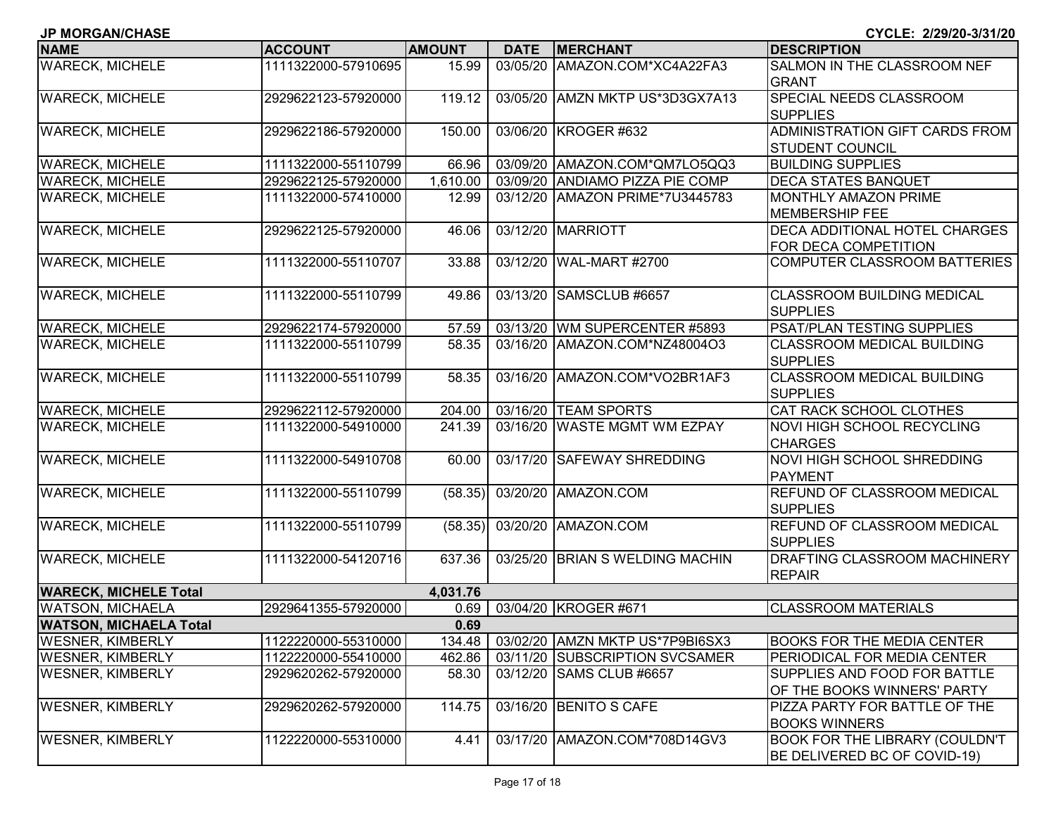JP MORGAN/CHASE CYCLE: 2/29/20-3/31/20

| NAME | ACCOUNT | AMOUNT | DATE | MERCHANT | DESCRIPTION |
|---|---|---|---|---|---|
| WARECK, MICHELE | 1111322000-57910695 | 15.99 | 03/05/20 | AMAZON.COM*XC4A22FA3 | SALMON IN THE CLASSROOM NEF GRANT |
| WARECK, MICHELE | 2929622123-57920000 | 119.12 | 03/05/20 | AMZN MKTP US*3D3GX7A13 | SPECIAL NEEDS CLASSROOM SUPPLIES |
| WARECK, MICHELE | 2929622186-57920000 | 150.00 | 03/06/20 | KROGER #632 | ADMINISTRATION GIFT CARDS FROM STUDENT COUNCIL |
| WARECK, MICHELE | 1111322000-55110799 | 66.96 | 03/09/20 | AMAZON.COM*QM7LO5QQ3 | BUILDING SUPPLIES |
| WARECK, MICHELE | 2929622125-57920000 | 1,610.00 | 03/09/20 | ANDIAMO PIZZA PIE COMP | DECA STATES BANQUET |
| WARECK, MICHELE | 1111322000-57410000 | 12.99 | 03/12/20 | AMAZON PRIME*7U3445783 | MONTHLY AMAZON PRIME MEMBERSHIP FEE |
| WARECK, MICHELE | 2929622125-57920000 | 46.06 | 03/12/20 | MARRIOTT | DECA ADDITIONAL HOTEL CHARGES FOR DECA COMPETITION |
| WARECK, MICHELE | 1111322000-55110707 | 33.88 | 03/12/20 | WAL-MART #2700 | COMPUTER CLASSROOM BATTERIES |
| WARECK, MICHELE | 1111322000-55110799 | 49.86 | 03/13/20 | SAMSCLUB #6657 | CLASSROOM BUILDING MEDICAL SUPPLIES |
| WARECK, MICHELE | 2929622174-57920000 | 57.59 | 03/13/20 | WM SUPERCENTER #5893 | PSAT/PLAN TESTING SUPPLIES |
| WARECK, MICHELE | 1111322000-55110799 | 58.35 | 03/16/20 | AMAZON.COM*NZ48004O3 | CLASSROOM MEDICAL BUILDING SUPPLIES |
| WARECK, MICHELE | 1111322000-55110799 | 58.35 | 03/16/20 | AMAZON.COM*VO2BR1AF3 | CLASSROOM MEDICAL BUILDING SUPPLIES |
| WARECK, MICHELE | 2929622112-57920000 | 204.00 | 03/16/20 | TEAM SPORTS | CAT RACK SCHOOL CLOTHES |
| WARECK, MICHELE | 1111322000-54910000 | 241.39 | 03/16/20 | WASTE MGMT WM EZPAY | NOVI HIGH SCHOOL RECYCLING CHARGES |
| WARECK, MICHELE | 1111322000-54910708 | 60.00 | 03/17/20 | SAFEWAY SHREDDING | NOVI HIGH SCHOOL SHREDDING PAYMENT |
| WARECK, MICHELE | 1111322000-55110799 | (58.35) | 03/20/20 | AMAZON.COM | REFUND OF CLASSROOM MEDICAL SUPPLIES |
| WARECK, MICHELE | 1111322000-55110799 | (58.35) | 03/20/20 | AMAZON.COM | REFUND OF CLASSROOM MEDICAL SUPPLIES |
| WARECK, MICHELE | 1111322000-54120716 | 637.36 | 03/25/20 | BRIAN S WELDING MACHIN | DRAFTING CLASSROOM MACHINERY REPAIR |
| **WARECK, MICHELE Total** | | **4,031.76** | | | |
| WATSON, MICHAELA | 2929641355-57920000 | 0.69 | 03/04/20 | KROGER #671 | CLASSROOM MATERIALS |
| **WATSON, MICHAELA Total** | | **0.69** | | | |
| WESNER, KIMBERLY | 1122220000-55310000 | 134.48 | 03/02/20 | AMZN MKTP US*7P9BI6SX3 | BOOKS FOR THE MEDIA CENTER |
| WESNER, KIMBERLY | 1122220000-55410000 | 462.86 | 03/11/20 | SUBSCRIPTION SVCSAMER | PERIODICAL FOR MEDIA CENTER |
| WESNER, KIMBERLY | 2929620262-57920000 | 58.30 | 03/12/20 | SAMS CLUB #6657 | SUPPLIES AND FOOD FOR BATTLE OF THE BOOKS WINNERS' PARTY |
| WESNER, KIMBERLY | 2929620262-57920000 | 114.75 | 03/16/20 | BENITO S CAFE | PIZZA PARTY FOR BATTLE OF THE BOOKS WINNERS |
| WESNER, KIMBERLY | 1122220000-55310000 | 4.41 | 03/17/20 | AMAZON.COM*708D14GV3 | BOOK FOR THE LIBRARY (COULDN'T BE DELIVERED BC OF COVID-19) |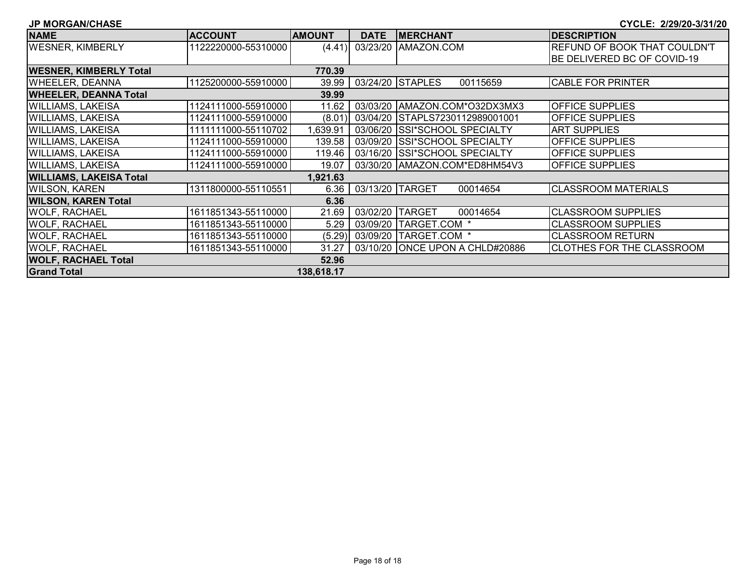**JP MORGAN/CHASE** **CYCLE: 2/29/20-3/31/20**

| NAME | ACCOUNT | AMOUNT | DATE | MERCHANT | DESCRIPTION |
|---|---|---|---|---|---|
| WESNER, KIMBERLY | 1122220000-55310000 | (4.41) | 03/23/20 | AMAZON.COM | REFUND OF BOOK THAT COULDN'T BE DELIVERED BC OF COVID-19 |
| **WESNER, KIMBERLY Total** | | **770.39** | | | |
| WHEELER, DEANNA | 1125200000-55910000 | 39.99 | 03/24/20 | STAPLES 00115659 | CABLE FOR PRINTER |
| **WHEELER, DEANNA Total** | | **39.99** | | | |
| WILLIAMS, LAKEISA | 1124111000-55910000 | 11.62 | 03/03/20 | AMAZON.COM*O32DX3MX3 | OFFICE SUPPLIES |
| WILLIAMS, LAKEISA | 1124111000-55910000 | (8.01) | 03/04/20 | STAPLS7230112989001001 | OFFICE SUPPLIES |
| WILLIAMS, LAKEISA | 1111111000-55110702 | 1,639.91 | 03/06/20 | SSI*SCHOOL SPECIALTY | ART SUPPLIES |
| WILLIAMS, LAKEISA | 1124111000-55910000 | 139.58 | 03/09/20 | SSI*SCHOOL SPECIALTY | OFFICE SUPPLIES |
| WILLIAMS, LAKEISA | 1124111000-55910000 | 119.46 | 03/16/20 | SSI*SCHOOL SPECIALTY | OFFICE SUPPLIES |
| WILLIAMS, LAKEISA | 1124111000-55910000 | 19.07 | 03/30/20 | AMAZON.COM*ED8HM54V3 | OFFICE SUPPLIES |
| **WILLIAMS, LAKEISA Total** | | **1,921.63** | | | |
| WILSON, KAREN | 1311800000-55110551 | 6.36 | 03/13/20 | TARGET 00014654 | CLASSROOM MATERIALS |
| **WILSON, KAREN Total** | | **6.36** | | | |
| WOLF, RACHAEL | 1611851343-55110000 | 21.69 | 03/02/20 | TARGET 00014654 | CLASSROOM SUPPLIES |
| WOLF, RACHAEL | 1611851343-55110000 | 5.29 | 03/09/20 | TARGET.COM * | CLASSROOM SUPPLIES |
| WOLF, RACHAEL | 1611851343-55110000 | (5.29) | 03/09/20 | TARGET.COM * | CLASSROOM RETURN |
| WOLF, RACHAEL | 1611851343-55110000 | 31.27 | 03/10/20 | ONCE UPON A CHLD#20886 | CLOTHES FOR THE CLASSROOM |
| **WOLF, RACHAEL Total** | | **52.96** | | | |
| **Grand Total** | | **138,618.17** | | | |